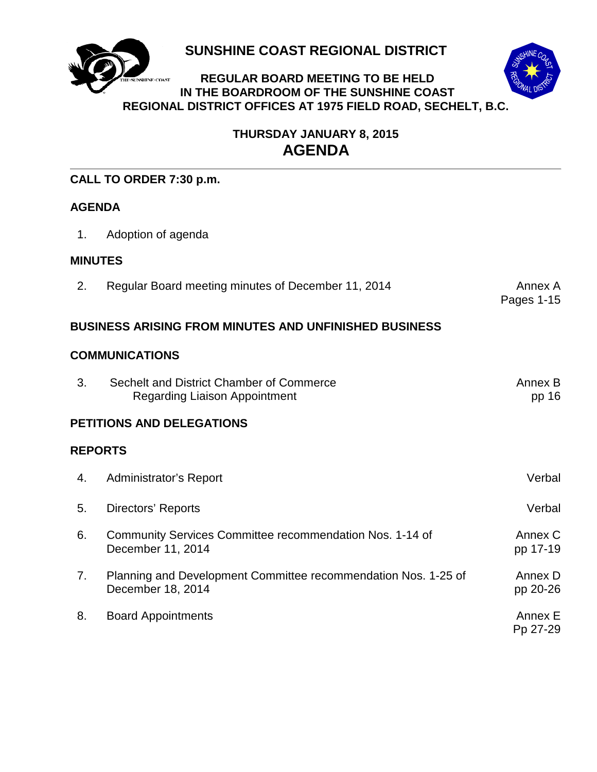# SUNSHINE COAST REGIONAL DISTRICT

**REGULAR BOARD MEETING TO BE HELD IN THE BOARDROOM OF THE SUNSHINE COAST REGIONAL DISTRICT OFFICES AT 1975 FIELD ROAD, SECHELT, B.C.**

**THURSDAY JANUARY 8, 2015**

## AGENDA

---

**CALL TO ORDER 7:30 p.m.**

**AGENDA**

| | | |
|---|---|---|
| 1. | Adoption of agenda | |

**MINUTES**

| | | |
|---|---|---|
| 2. | Regular Board meeting minutes of December 11, 2014 | Annex A Pages 1-15 |

**BUSINESS ARISING FROM MINUTES AND UNFINISHED BUSINESS**

**COMMUNICATIONS**

| | | |
|---|---|---|
| 3. | Sechelt and District Chamber of Commerce Regarding Liaison Appointment | Annex B pp 16 |

**PETITIONS AND DELEGATIONS**

**REPORTS**

| | | |
|---|---|---|
| 4. | Administrator's Report | Verbal |
| 5. | Directors' Reports | Verbal |
| 6. | Community Services Committee recommendation Nos. 1-14 of December 11, 2014 | Annex C pp 17-19 |
| 7. | Planning and Development Committee recommendation Nos. 1-25 of December 18, 2014 | Annex D pp 20-26 |
| 8. | Board Appointments | Annex E Pp 27-29 |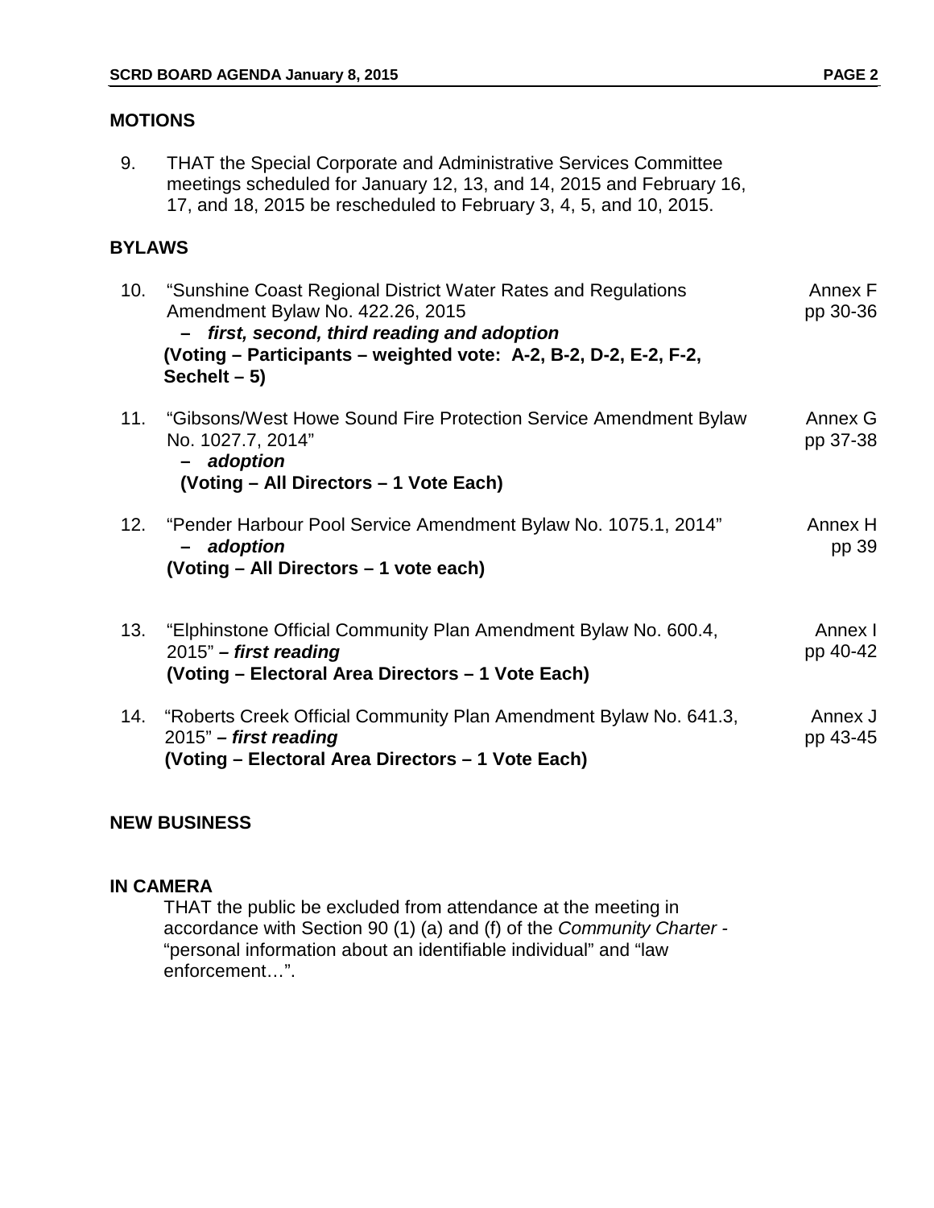## MOTIONS

9. THAT the Special Corporate and Administrative Services Committee meetings scheduled for January 12, 13, and 14, 2015 and February 16, 17, and 18, 2015 be rescheduled to February 3, 4, 5, and 10, 2015.

## BYLAWS

| | | |
|---|---|---|
| 10. | "Sunshine Coast Regional District Water Rates and Regulations Amendment Bylaw No. 422.26, 2015 – ***first, second, third reading and adoption*** **(Voting – Participants – weighted vote: A-2, B-2, D-2, E-2, F-2, Sechelt – 5)** | Annex F pp 30-36 |
| 11. | "Gibsons/West Howe Sound Fire Protection Service Amendment Bylaw No. 1027.7, 2014" – ***adoption*** **(Voting – All Directors – 1 Vote Each)** | Annex G pp 37-38 |
| 12. | "Pender Harbour Pool Service Amendment Bylaw No. 1075.1, 2014" – ***adoption*** **(Voting – All Directors – 1 vote each)** | Annex H pp 39 |
| 13. | "Elphinstone Official Community Plan Amendment Bylaw No. 600.4, 2015" **–** ***first reading*** **(Voting – Electoral Area Directors – 1 Vote Each)** | Annex I pp 40-42 |
| 14. | "Roberts Creek Official Community Plan Amendment Bylaw No. 641.3, 2015" **–** ***first reading*** **(Voting – Electoral Area Directors – 1 Vote Each)** | Annex J pp 43-45 |

## NEW BUSINESS

## IN CAMERA

THAT the public be excluded from attendance at the meeting in accordance with Section 90 (1) (a) and (f) of the *Community Charter* - "personal information about an identifiable individual" and "law enforcement…".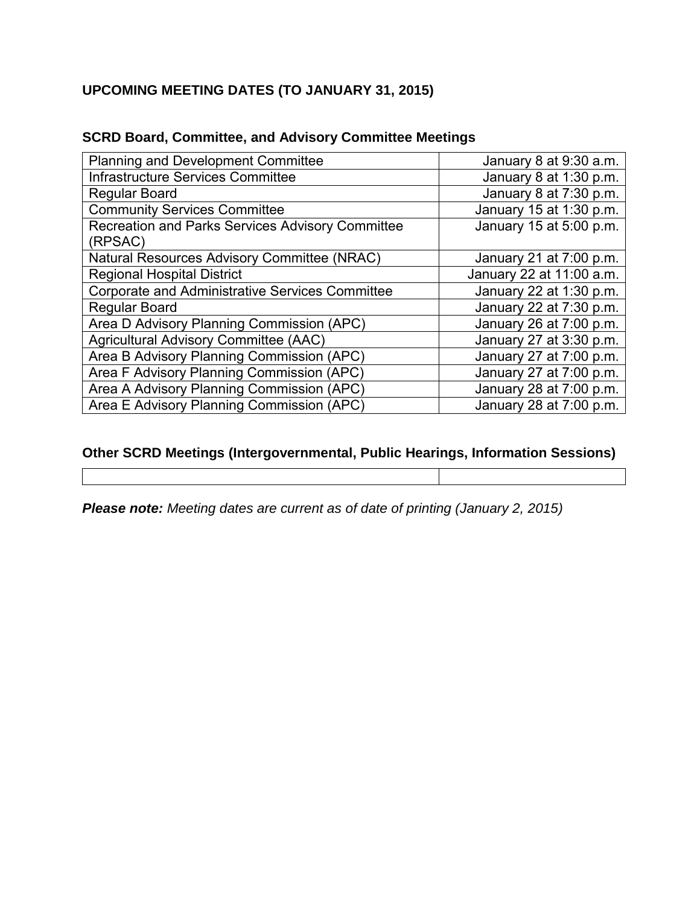## UPCOMING MEETING DATES (TO JANUARY 31, 2015)

### SCRD Board, Committee, and Advisory Committee Meetings

| | |
|---|---|
| Planning and Development Committee | January 8 at 9:30 a.m. |
| Infrastructure Services Committee | January 8 at 1:30 p.m. |
| Regular Board | January 8 at 7:30 p.m. |
| Community Services Committee | January 15 at 1:30 p.m. |
| Recreation and Parks Services Advisory Committee (RPSAC) | January 15 at 5:00 p.m. |
| Natural Resources Advisory Committee (NRAC) | January 21 at 7:00 p.m. |
| Regional Hospital District | January 22 at 11:00 a.m. |
| Corporate and Administrative Services Committee | January 22 at 1:30 p.m. |
| Regular Board | January 22 at 7:30 p.m. |
| Area D Advisory Planning Commission (APC) | January 26 at 7:00 p.m. |
| Agricultural Advisory Committee (AAC) | January 27 at 3:30 p.m. |
| Area B Advisory Planning Commission (APC) | January 27 at 7:00 p.m. |
| Area F Advisory Planning Commission (APC) | January 27 at 7:00 p.m. |
| Area A Advisory Planning Commission (APC) | January 28 at 7:00 p.m. |
| Area E Advisory Planning Commission (APC) | January 28 at 7:00 p.m. |

### Other SCRD Meetings (Intergovernmental, Public Hearings, Information Sessions)

| | |
|---|---|
| | |

***Please note:*** *Meeting dates are current as of date of printing (January 2, 2015)*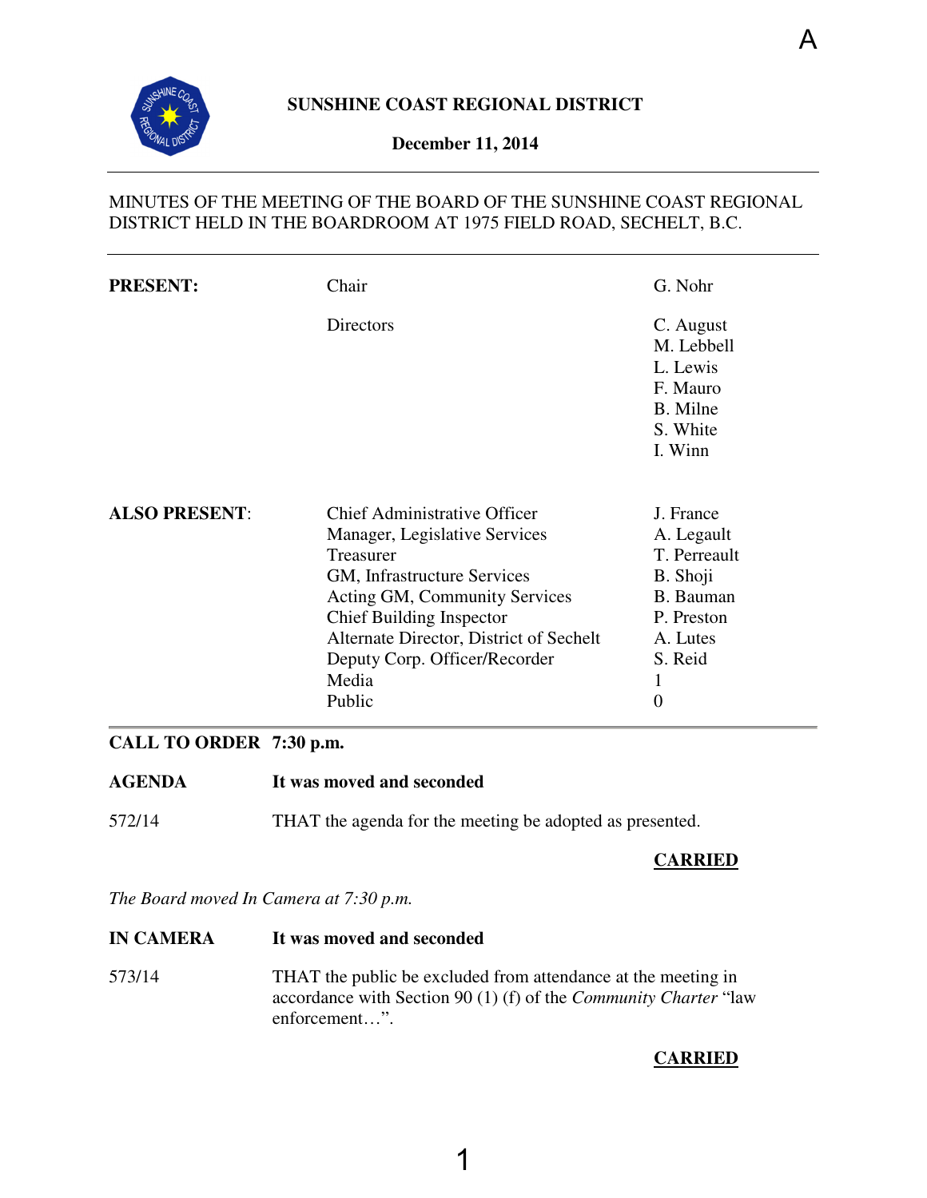A

**SUNSHINE COAST REGIONAL DISTRICT**

**December 11, 2014**

MINUTES OF THE MEETING OF THE BOARD OF THE SUNSHINE COAST REGIONAL DISTRICT HELD IN THE BOARDROOM AT 1975 FIELD ROAD, SECHELT, B.C.

| | | |
|---|---|---|
| **PRESENT:** | Chair | G. Nohr |
| | Directors | C. August |
| | | M. Lebbell |
| | | L. Lewis |
| | | F. Mauro |
| | | B. Milne |
| | | S. White |
| | | I. Winn |
| **ALSO PRESENT:** | Chief Administrative Officer | J. France |
| | Manager, Legislative Services | A. Legault |
| | Treasurer | T. Perreault |
| | GM, Infrastructure Services | B. Shoji |
| | Acting GM, Community Services | B. Bauman |
| | Chief Building Inspector | P. Preston |
| | Alternate Director, District of Sechelt | A. Lutes |
| | Deputy Corp. Officer/Recorder | S. Reid |
| | Media | 1 |
| | Public | 0 |

**CALL TO ORDER 7:30 p.m.**

**AGENDA** **It was moved and seconded**

572/14 THAT the agenda for the meeting be adopted as presented.

**CARRIED**

*The Board moved In Camera at 7:30 p.m.*

**IN CAMERA** **It was moved and seconded**

573/14 THAT the public be excluded from attendance at the meeting in accordance with Section 90 (1) (f) of the *Community Charter* "law enforcement…".

**CARRIED**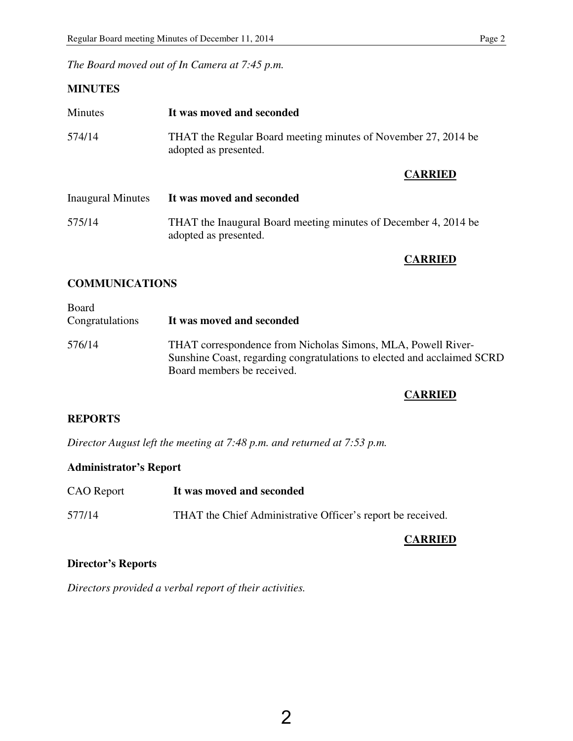*The Board moved out of In Camera at 7:45 p.m.*

**MINUTES**

Minutes **It was moved and seconded**

574/14 THAT the Regular Board meeting minutes of November 27, 2014 be adopted as presented.

**CARRIED**

Inaugural Minutes **It was moved and seconded**

575/14 THAT the Inaugural Board meeting minutes of December 4, 2014 be adopted as presented.

**CARRIED**

**COMMUNICATIONS**

Board Congratulations **It was moved and seconded**

576/14 THAT correspondence from Nicholas Simons, MLA, Powell River-Sunshine Coast, regarding congratulations to elected and acclaimed SCRD Board members be received.

**CARRIED**

**REPORTS**

*Director August left the meeting at 7:48 p.m. and returned at 7:53 p.m.*

**Administrator's Report**

CAO Report **It was moved and seconded**

577/14 THAT the Chief Administrative Officer's report be received.

**CARRIED**

**Director's Reports**

*Directors provided a verbal report of their activities.*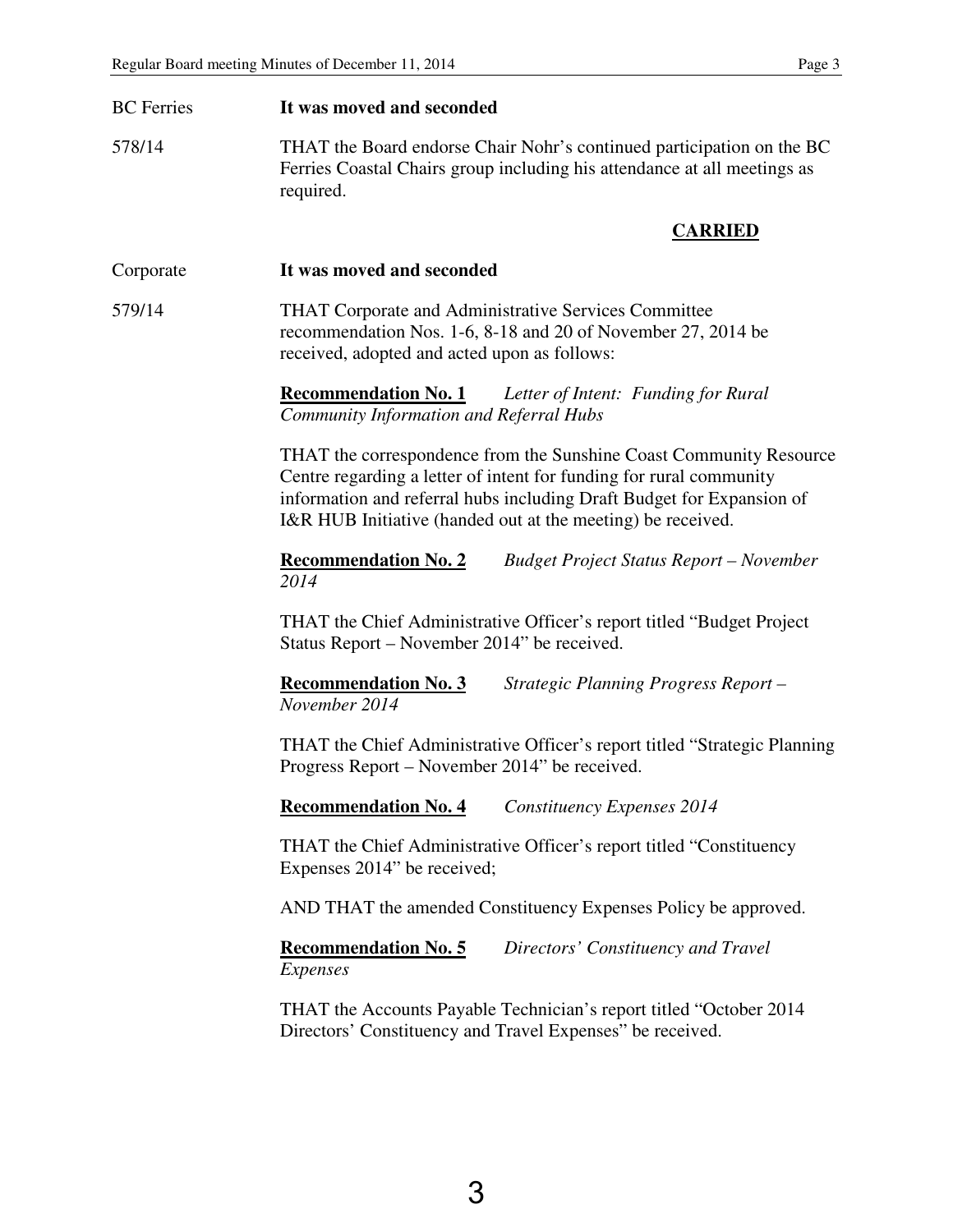BC Ferries

578/14

**It was moved and seconded**

THAT the Board endorse Chair Nohr's continued participation on the BC Ferries Coastal Chairs group including his attendance at all meetings as required.

**CARRIED**

Corporate

579/14

**It was moved and seconded**

THAT Corporate and Administrative Services Committee recommendation Nos. 1-6, 8-18 and 20 of November 27, 2014 be received, adopted and acted upon as follows:

**Recommendation No. 1** *Letter of Intent: Funding for Rural Community Information and Referral Hubs*

THAT the correspondence from the Sunshine Coast Community Resource Centre regarding a letter of intent for funding for rural community information and referral hubs including Draft Budget for Expansion of I&R HUB Initiative (handed out at the meeting) be received.

**Recommendation No. 2** *Budget Project Status Report – November 2014*

THAT the Chief Administrative Officer's report titled "Budget Project Status Report – November 2014" be received.

**Recommendation No. 3** *Strategic Planning Progress Report – November 2014*

THAT the Chief Administrative Officer's report titled "Strategic Planning Progress Report – November 2014" be received.

**Recommendation No. 4** *Constituency Expenses 2014*

THAT the Chief Administrative Officer's report titled "Constituency Expenses 2014" be received;

AND THAT the amended Constituency Expenses Policy be approved.

**Recommendation No. 5** *Directors' Constituency and Travel Expenses*

THAT the Accounts Payable Technician's report titled "October 2014 Directors' Constituency and Travel Expenses" be received.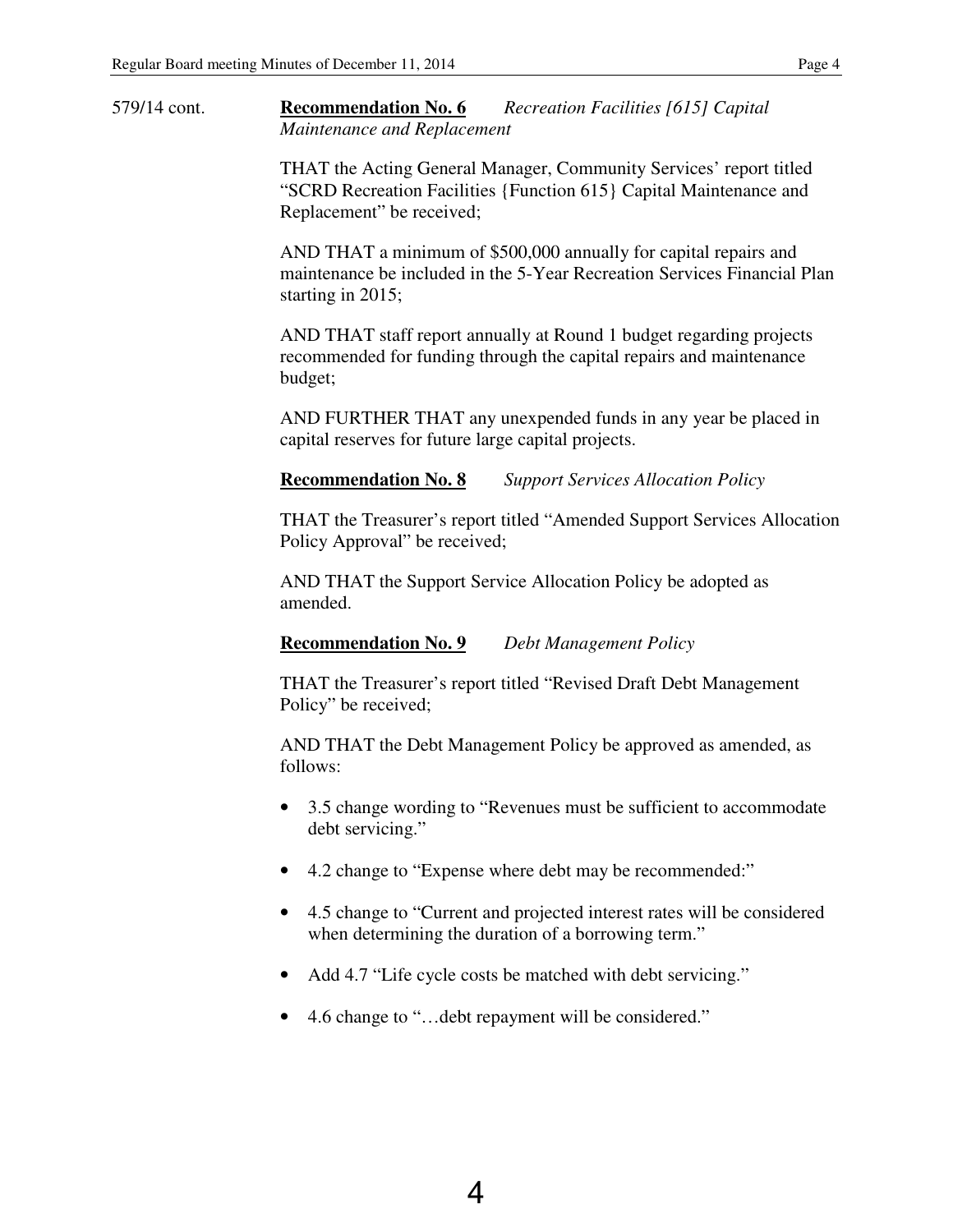579/14 cont.

**Recommendation No. 6** *Recreation Facilities [615] Capital Maintenance and Replacement*

THAT the Acting General Manager, Community Services' report titled "SCRD Recreation Facilities {Function 615} Capital Maintenance and Replacement" be received;

AND THAT a minimum of $500,000 annually for capital repairs and maintenance be included in the 5-Year Recreation Services Financial Plan starting in 2015;

AND THAT staff report annually at Round 1 budget regarding projects recommended for funding through the capital repairs and maintenance budget;

AND FURTHER THAT any unexpended funds in any year be placed in capital reserves for future large capital projects.

**Recommendation No. 8** *Support Services Allocation Policy*

THAT the Treasurer's report titled "Amended Support Services Allocation Policy Approval" be received;

AND THAT the Support Service Allocation Policy be adopted as amended.

**Recommendation No. 9** *Debt Management Policy*

THAT the Treasurer's report titled "Revised Draft Debt Management Policy" be received;

AND THAT the Debt Management Policy be approved as amended, as follows:

- 3.5 change wording to "Revenues must be sufficient to accommodate debt servicing."
- 4.2 change to "Expense where debt may be recommended:"
- 4.5 change to "Current and projected interest rates will be considered when determining the duration of a borrowing term."
- Add 4.7 "Life cycle costs be matched with debt servicing."
- 4.6 change to "…debt repayment will be considered."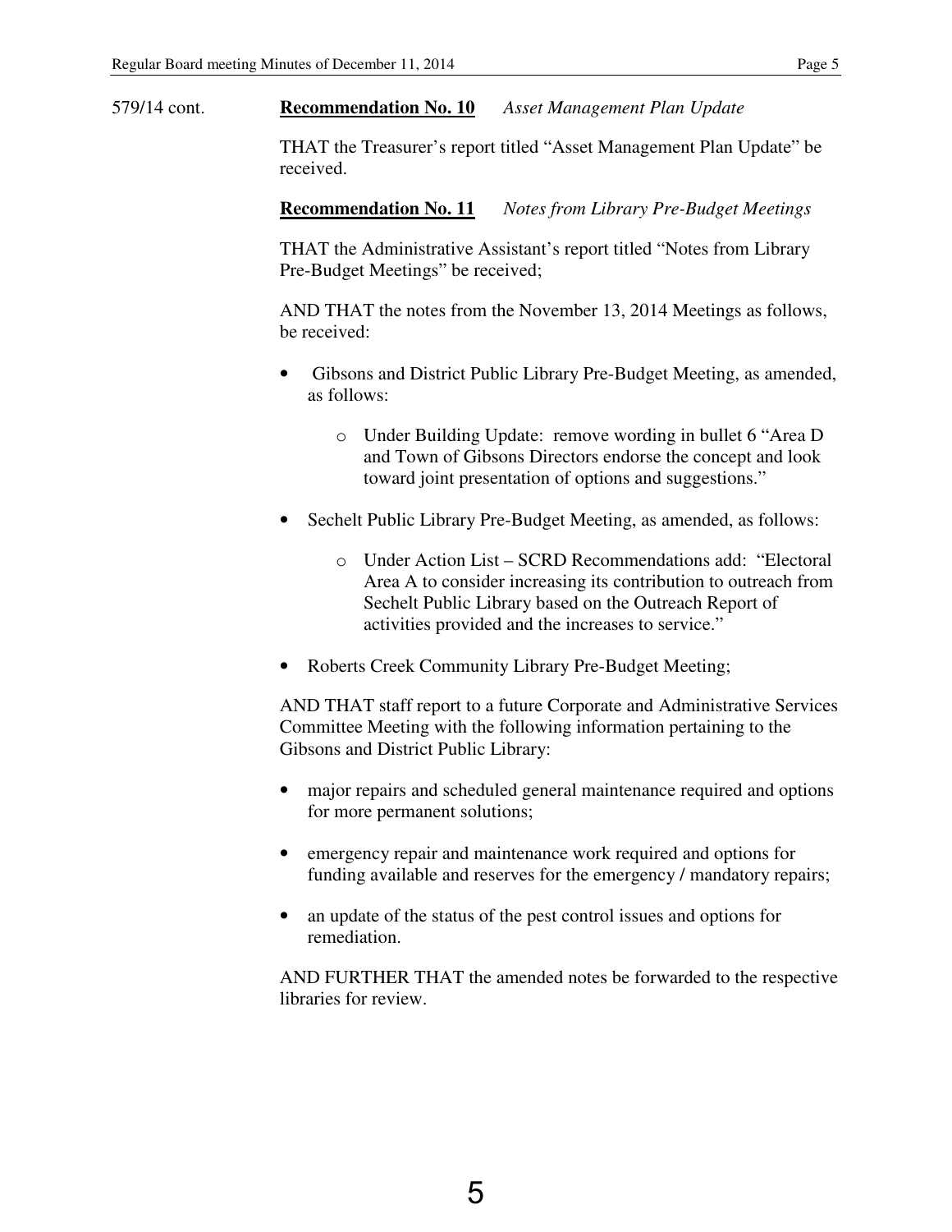579/14 cont.

**Recommendation No. 10** *Asset Management Plan Update*

THAT the Treasurer's report titled "Asset Management Plan Update" be received.

**Recommendation No. 11** *Notes from Library Pre-Budget Meetings*

THAT the Administrative Assistant's report titled "Notes from Library Pre-Budget Meetings" be received;

AND THAT the notes from the November 13, 2014 Meetings as follows, be received:

- Gibsons and District Public Library Pre-Budget Meeting, as amended, as follows:
  - Under Building Update: remove wording in bullet 6 "Area D and Town of Gibsons Directors endorse the concept and look toward joint presentation of options and suggestions."
- Sechelt Public Library Pre-Budget Meeting, as amended, as follows:
  - Under Action List – SCRD Recommendations add: "Electoral Area A to consider increasing its contribution to outreach from Sechelt Public Library based on the Outreach Report of activities provided and the increases to service."
- Roberts Creek Community Library Pre-Budget Meeting;

AND THAT staff report to a future Corporate and Administrative Services Committee Meeting with the following information pertaining to the Gibsons and District Public Library:

- major repairs and scheduled general maintenance required and options for more permanent solutions;
- emergency repair and maintenance work required and options for funding available and reserves for the emergency / mandatory repairs;
- an update of the status of the pest control issues and options for remediation.

AND FURTHER THAT the amended notes be forwarded to the respective libraries for review.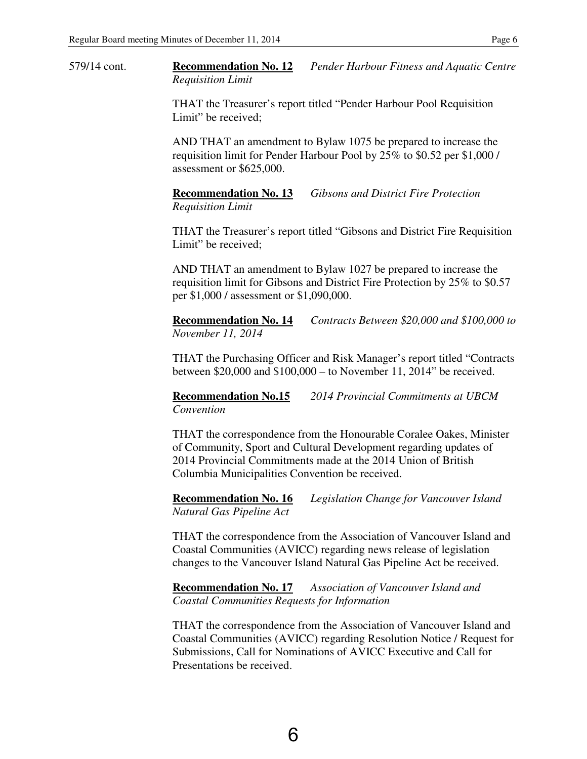579/14 cont.

**<u>Recommendation No. 12</u>** *Pender Harbour Fitness and Aquatic Centre Requisition Limit*

THAT the Treasurer's report titled "Pender Harbour Pool Requisition Limit" be received;

AND THAT an amendment to Bylaw 1075 be prepared to increase the requisition limit for Pender Harbour Pool by 25% to $0.52 per $1,000 / assessment or $625,000.

**<u>Recommendation No. 13</u>** *Gibsons and District Fire Protection Requisition Limit*

THAT the Treasurer's report titled "Gibsons and District Fire Requisition Limit" be received;

AND THAT an amendment to Bylaw 1027 be prepared to increase the requisition limit for Gibsons and District Fire Protection by 25% to $0.57 per $1,000 / assessment or $1,090,000.

**<u>Recommendation No. 14</u>** *Contracts Between $20,000 and $100,000 to November 11, 2014*

THAT the Purchasing Officer and Risk Manager's report titled "Contracts between $20,000 and $100,000 – to November 11, 2014" be received.

**<u>Recommendation No.15</u>** *2014 Provincial Commitments at UBCM Convention*

THAT the correspondence from the Honourable Coralee Oakes, Minister of Community, Sport and Cultural Development regarding updates of 2014 Provincial Commitments made at the 2014 Union of British Columbia Municipalities Convention be received.

**<u>Recommendation No. 16</u>** *Legislation Change for Vancouver Island Natural Gas Pipeline Act*

THAT the correspondence from the Association of Vancouver Island and Coastal Communities (AVICC) regarding news release of legislation changes to the Vancouver Island Natural Gas Pipeline Act be received.

**<u>Recommendation No. 17</u>** *Association of Vancouver Island and Coastal Communities Requests for Information*

THAT the correspondence from the Association of Vancouver Island and Coastal Communities (AVICC) regarding Resolution Notice / Request for Submissions, Call for Nominations of AVICC Executive and Call for Presentations be received.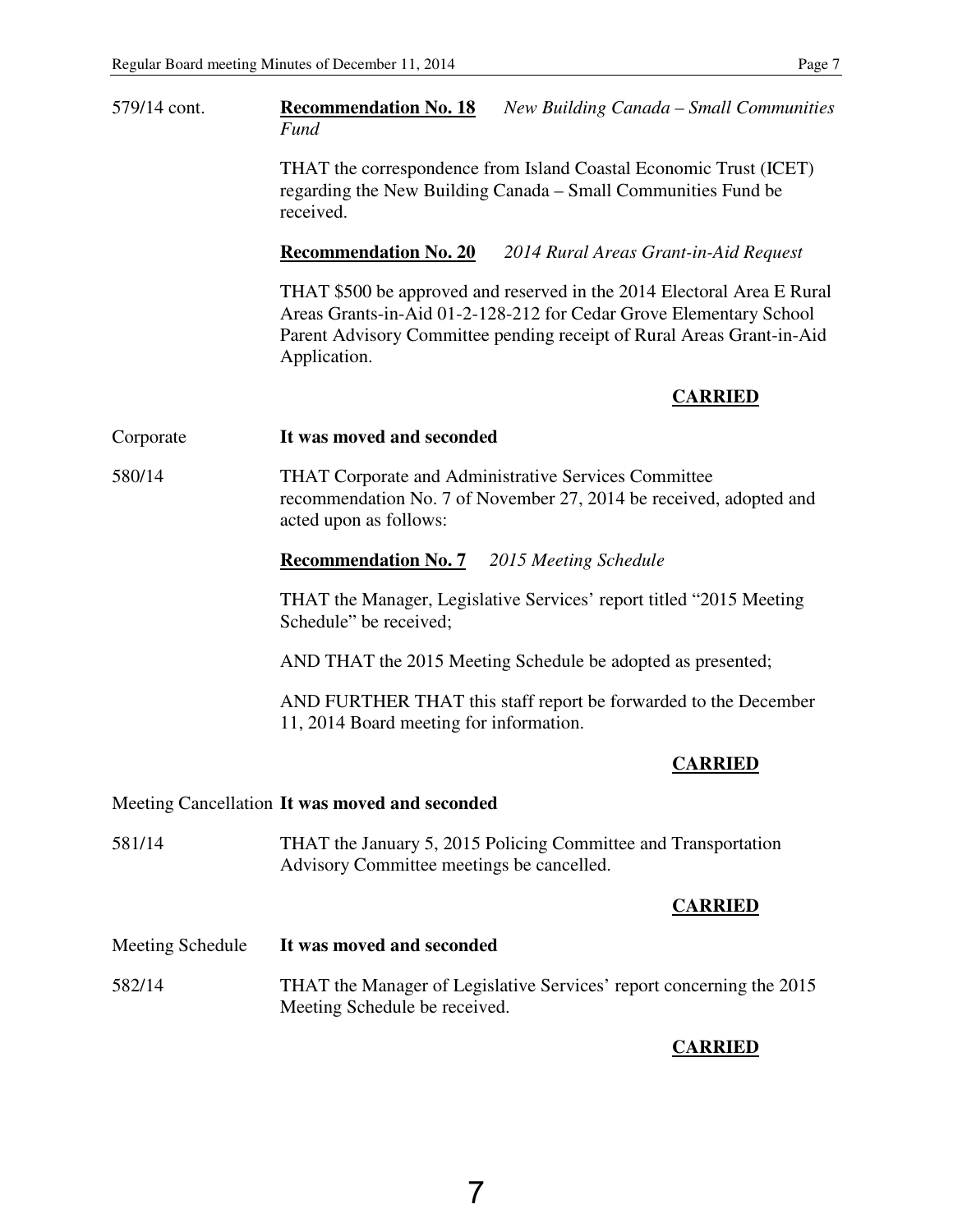579/14 cont. **Recommendation No. 18** *New Building Canada – Small Communities Fund*

THAT the correspondence from Island Coastal Economic Trust (ICET) regarding the New Building Canada – Small Communities Fund be received.

**Recommendation No. 20** *2014 Rural Areas Grant-in-Aid Request*

THAT $500 be approved and reserved in the 2014 Electoral Area E Rural Areas Grants-in-Aid 01-2-128-212 for Cedar Grove Elementary School Parent Advisory Committee pending receipt of Rural Areas Grant-in-Aid Application.

**CARRIED**

Corporate **It was moved and seconded**

580/14 THAT Corporate and Administrative Services Committee recommendation No. 7 of November 27, 2014 be received, adopted and acted upon as follows:

**Recommendation No. 7** *2015 Meeting Schedule*

THAT the Manager, Legislative Services' report titled "2015 Meeting Schedule" be received;

AND THAT the 2015 Meeting Schedule be adopted as presented;

AND FURTHER THAT this staff report be forwarded to the December 11, 2014 Board meeting for information.

**CARRIED**

Meeting Cancellation **It was moved and seconded**

581/14 THAT the January 5, 2015 Policing Committee and Transportation Advisory Committee meetings be cancelled.

**CARRIED**

Meeting Schedule **It was moved and seconded**

582/14 THAT the Manager of Legislative Services' report concerning the 2015 Meeting Schedule be received.

**CARRIED**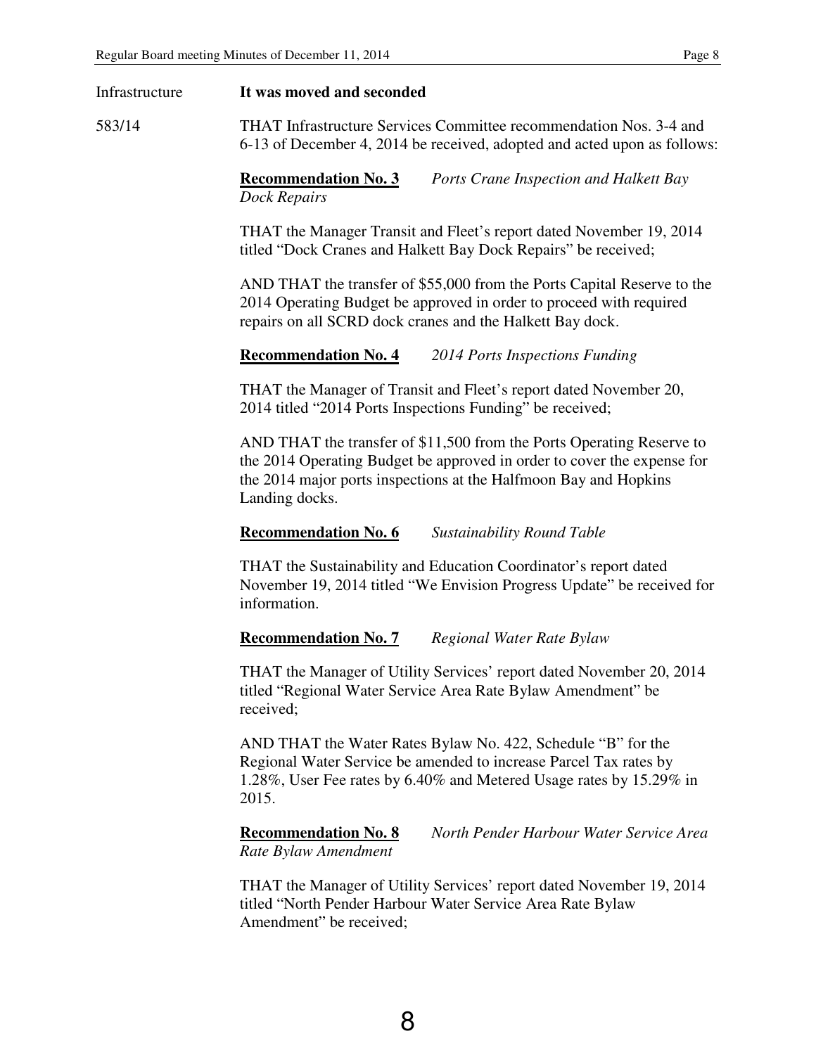Infrastructure **It was moved and seconded**

583/14 THAT Infrastructure Services Committee recommendation Nos. 3-4 and 6-13 of December 4, 2014 be received, adopted and acted upon as follows:

**Recommendation No. 3** *Ports Crane Inspection and Halkett Bay Dock Repairs*

THAT the Manager Transit and Fleet's report dated November 19, 2014 titled "Dock Cranes and Halkett Bay Dock Repairs" be received;

AND THAT the transfer of $55,000 from the Ports Capital Reserve to the 2014 Operating Budget be approved in order to proceed with required repairs on all SCRD dock cranes and the Halkett Bay dock.

**Recommendation No. 4** *2014 Ports Inspections Funding*

THAT the Manager of Transit and Fleet's report dated November 20, 2014 titled "2014 Ports Inspections Funding" be received;

AND THAT the transfer of $11,500 from the Ports Operating Reserve to the 2014 Operating Budget be approved in order to cover the expense for the 2014 major ports inspections at the Halfmoon Bay and Hopkins Landing docks.

**Recommendation No. 6** *Sustainability Round Table*

THAT the Sustainability and Education Coordinator's report dated November 19, 2014 titled "We Envision Progress Update" be received for information.

**Recommendation No. 7** *Regional Water Rate Bylaw*

THAT the Manager of Utility Services' report dated November 20, 2014 titled "Regional Water Service Area Rate Bylaw Amendment" be received;

AND THAT the Water Rates Bylaw No. 422, Schedule "B" for the Regional Water Service be amended to increase Parcel Tax rates by 1.28%, User Fee rates by 6.40% and Metered Usage rates by 15.29% in 2015.

**Recommendation No. 8** *North Pender Harbour Water Service Area Rate Bylaw Amendment*

THAT the Manager of Utility Services' report dated November 19, 2014 titled "North Pender Harbour Water Service Area Rate Bylaw Amendment" be received;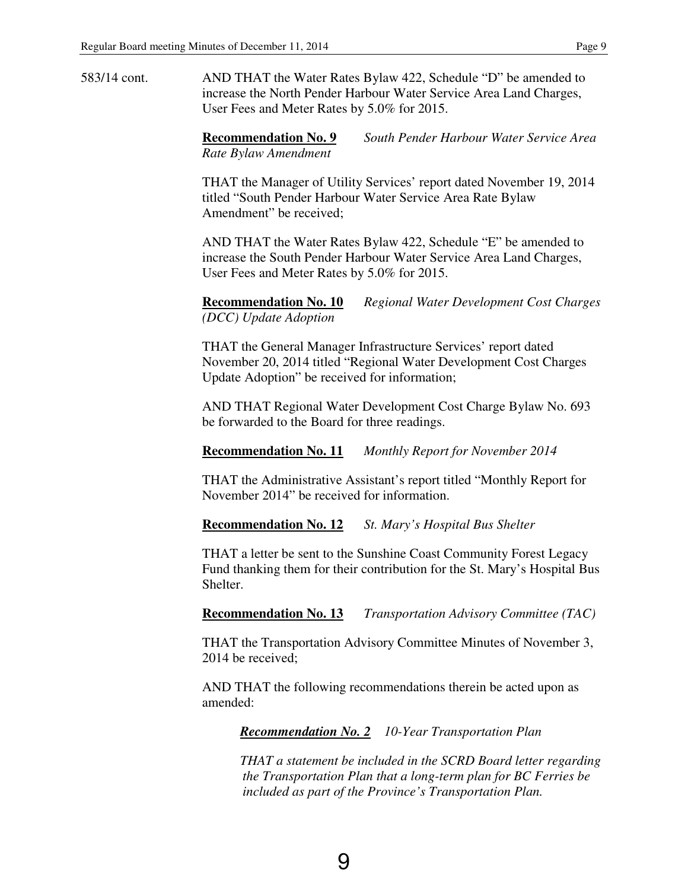583/14 cont. AND THAT the Water Rates Bylaw 422, Schedule "D" be amended to increase the North Pender Harbour Water Service Area Land Charges, User Fees and Meter Rates by 5.0% for 2015.

**Recommendation No. 9** *South Pender Harbour Water Service Area Rate Bylaw Amendment*

THAT the Manager of Utility Services' report dated November 19, 2014 titled "South Pender Harbour Water Service Area Rate Bylaw Amendment" be received;

AND THAT the Water Rates Bylaw 422, Schedule "E" be amended to increase the South Pender Harbour Water Service Area Land Charges, User Fees and Meter Rates by 5.0% for 2015.

**Recommendation No. 10** *Regional Water Development Cost Charges (DCC) Update Adoption*

THAT the General Manager Infrastructure Services' report dated November 20, 2014 titled "Regional Water Development Cost Charges Update Adoption" be received for information;

AND THAT Regional Water Development Cost Charge Bylaw No. 693 be forwarded to the Board for three readings.

**Recommendation No. 11** *Monthly Report for November 2014*

THAT the Administrative Assistant's report titled "Monthly Report for November 2014" be received for information.

**Recommendation No. 12** *St. Mary's Hospital Bus Shelter*

THAT a letter be sent to the Sunshine Coast Community Forest Legacy Fund thanking them for their contribution for the St. Mary's Hospital Bus Shelter.

**Recommendation No. 13** *Transportation Advisory Committee (TAC)*

THAT the Transportation Advisory Committee Minutes of November 3, 2014 be received;

AND THAT the following recommendations therein be acted upon as amended:

> ***Recommendation No. 2*** *10-Year Transportation Plan*
>
> *THAT a statement be included in the SCRD Board letter regarding the Transportation Plan that a long-term plan for BC Ferries be included as part of the Province's Transportation Plan.*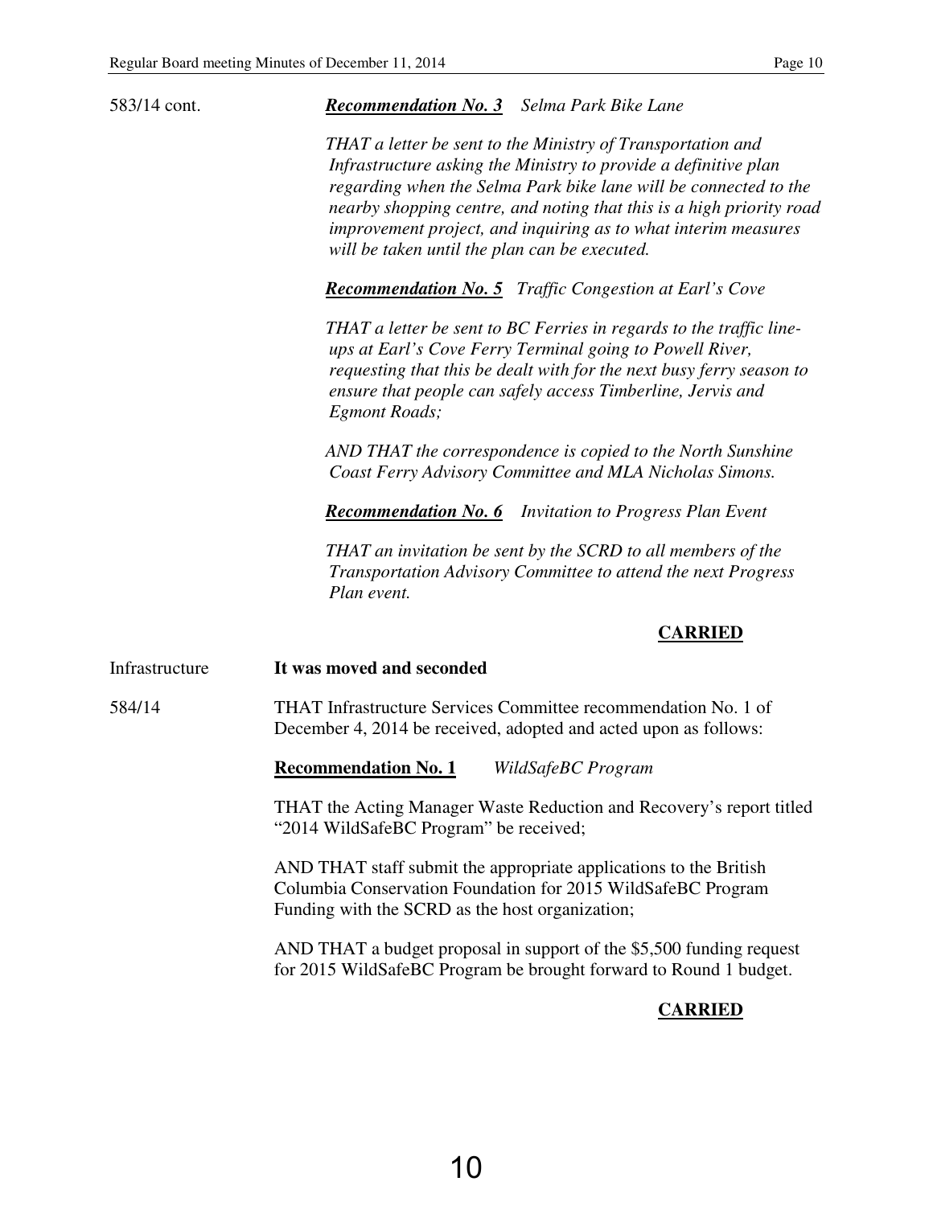583/14 cont.

***Recommendation No. 3*** *Selma Park Bike Lane*

*THAT a letter be sent to the Ministry of Transportation and Infrastructure asking the Ministry to provide a definitive plan regarding when the Selma Park bike lane will be connected to the nearby shopping centre, and noting that this is a high priority road improvement project, and inquiring as to what interim measures will be taken until the plan can be executed.*

***Recommendation No. 5*** *Traffic Congestion at Earl's Cove*

*THAT a letter be sent to BC Ferries in regards to the traffic line-ups at Earl's Cove Ferry Terminal going to Powell River, requesting that this be dealt with for the next busy ferry season to ensure that people can safely access Timberline, Jervis and Egmont Roads;*

*AND THAT the correspondence is copied to the North Sunshine Coast Ferry Advisory Committee and MLA Nicholas Simons.*

***Recommendation No. 6*** *Invitation to Progress Plan Event*

*THAT an invitation be sent by the SCRD to all members of the Transportation Advisory Committee to attend the next Progress Plan event.*

**CARRIED**

Infrastructure

**It was moved and seconded**

584/14

THAT Infrastructure Services Committee recommendation No. 1 of December 4, 2014 be received, adopted and acted upon as follows:

**Recommendation No. 1** *WildSafeBC Program*

THAT the Acting Manager Waste Reduction and Recovery's report titled "2014 WildSafeBC Program" be received;

AND THAT staff submit the appropriate applications to the British Columbia Conservation Foundation for 2015 WildSafeBC Program Funding with the SCRD as the host organization;

AND THAT a budget proposal in support of the $5,500 funding request for 2015 WildSafeBC Program be brought forward to Round 1 budget.

**CARRIED**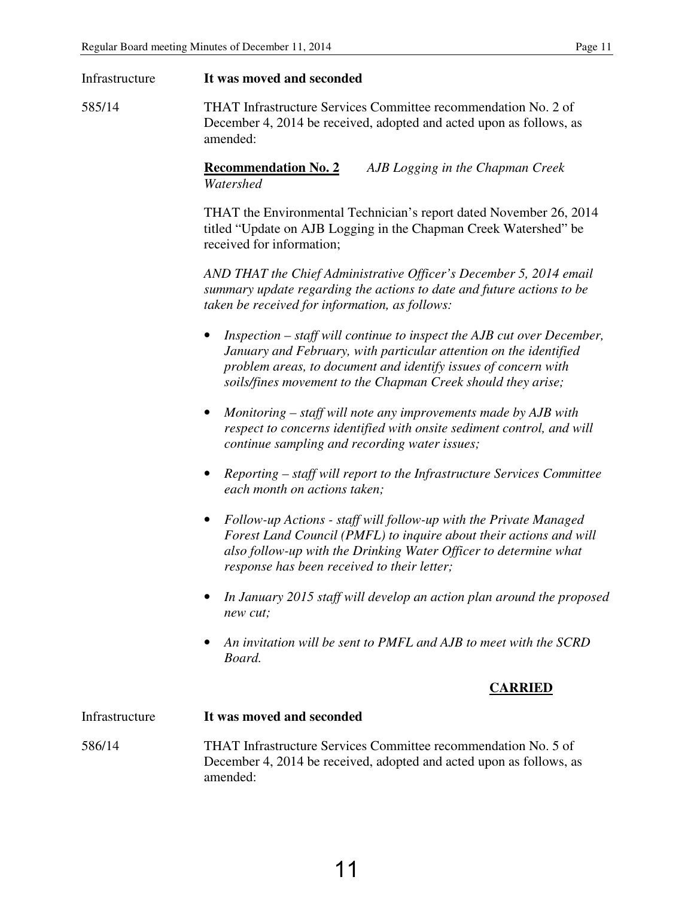Infrastructure **It was moved and seconded**

585/14 THAT Infrastructure Services Committee recommendation No. 2 of December 4, 2014 be received, adopted and acted upon as follows, as amended:

**Recommendation No. 2** *AJB Logging in the Chapman Creek Watershed*

THAT the Environmental Technician's report dated November 26, 2014 titled "Update on AJB Logging in the Chapman Creek Watershed" be received for information;

*AND THAT the Chief Administrative Officer's December 5, 2014 email summary update regarding the actions to date and future actions to be taken be received for information, as follows:*

- *Inspection – staff will continue to inspect the AJB cut over December, January and February, with particular attention on the identified problem areas, to document and identify issues of concern with soils/fines movement to the Chapman Creek should they arise;*
- *Monitoring – staff will note any improvements made by AJB with respect to concerns identified with onsite sediment control, and will continue sampling and recording water issues;*
- *Reporting – staff will report to the Infrastructure Services Committee each month on actions taken;*
- *Follow-up Actions - staff will follow-up with the Private Managed Forest Land Council (PMFL) to inquire about their actions and will also follow-up with the Drinking Water Officer to determine what response has been received to their letter;*
- *In January 2015 staff will develop an action plan around the proposed new cut;*
- *An invitation will be sent to PMFL and AJB to meet with the SCRD Board.*

**CARRIED**

Infrastructure **It was moved and seconded**

586/14 THAT Infrastructure Services Committee recommendation No. 5 of December 4, 2014 be received, adopted and acted upon as follows, as amended: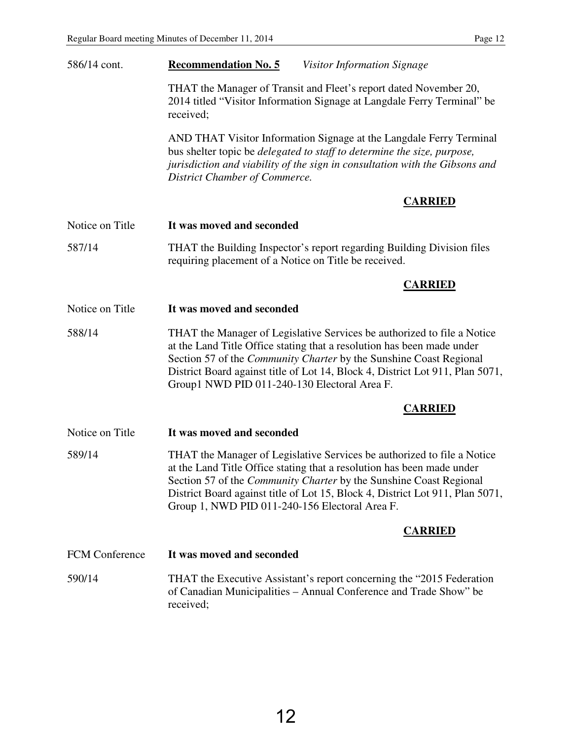586/14 cont. **Recommendation No. 5** *Visitor Information Signage*

THAT the Manager of Transit and Fleet's report dated November 20, 2014 titled "Visitor Information Signage at Langdale Ferry Terminal" be received;

AND THAT Visitor Information Signage at the Langdale Ferry Terminal bus shelter topic be *delegated to staff to determine the size, purpose, jurisdiction and viability of the sign in consultation with the Gibsons and District Chamber of Commerce.*

**CARRIED**

Notice on Title **It was moved and seconded**

587/14 THAT the Building Inspector's report regarding Building Division files requiring placement of a Notice on Title be received.

**CARRIED**

Notice on Title **It was moved and seconded**

588/14 THAT the Manager of Legislative Services be authorized to file a Notice at the Land Title Office stating that a resolution has been made under Section 57 of the *Community Charter* by the Sunshine Coast Regional District Board against title of Lot 14, Block 4, District Lot 911, Plan 5071, Group1 NWD PID 011-240-130 Electoral Area F.

**CARRIED**

Notice on Title **It was moved and seconded**

589/14 THAT the Manager of Legislative Services be authorized to file a Notice at the Land Title Office stating that a resolution has been made under Section 57 of the *Community Charter* by the Sunshine Coast Regional District Board against title of Lot 15, Block 4, District Lot 911, Plan 5071, Group 1, NWD PID 011-240-156 Electoral Area F.

**CARRIED**

FCM Conference **It was moved and seconded**

590/14 THAT the Executive Assistant's report concerning the "2015 Federation of Canadian Municipalities – Annual Conference and Trade Show" be received;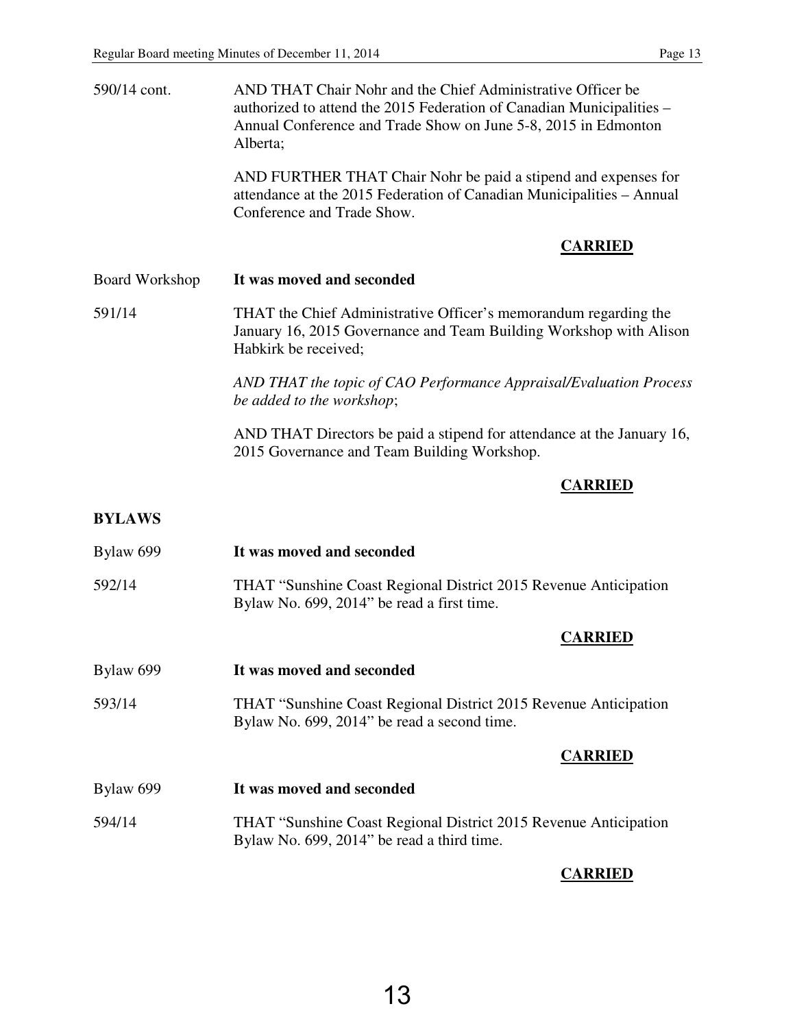590/14 cont. AND THAT Chair Nohr and the Chief Administrative Officer be authorized to attend the 2015 Federation of Canadian Municipalities – Annual Conference and Trade Show on June 5-8, 2015 in Edmonton Alberta;

AND FURTHER THAT Chair Nohr be paid a stipend and expenses for attendance at the 2015 Federation of Canadian Municipalities – Annual Conference and Trade Show.

**CARRIED**

Board Workshop **It was moved and seconded**

591/14 THAT the Chief Administrative Officer's memorandum regarding the January 16, 2015 Governance and Team Building Workshop with Alison Habkirk be received;

*AND THAT the topic of CAO Performance Appraisal/Evaluation Process be added to the workshop*;

AND THAT Directors be paid a stipend for attendance at the January 16, 2015 Governance and Team Building Workshop.

**CARRIED**

**BYLAWS**

Bylaw 699 **It was moved and seconded**

592/14 THAT "Sunshine Coast Regional District 2015 Revenue Anticipation Bylaw No. 699, 2014" be read a first time.

**CARRIED**

Bylaw 699 **It was moved and seconded**

593/14 THAT "Sunshine Coast Regional District 2015 Revenue Anticipation Bylaw No. 699, 2014" be read a second time.

**CARRIED**

Bylaw 699 **It was moved and seconded**

594/14 THAT "Sunshine Coast Regional District 2015 Revenue Anticipation Bylaw No. 699, 2014" be read a third time.

**CARRIED**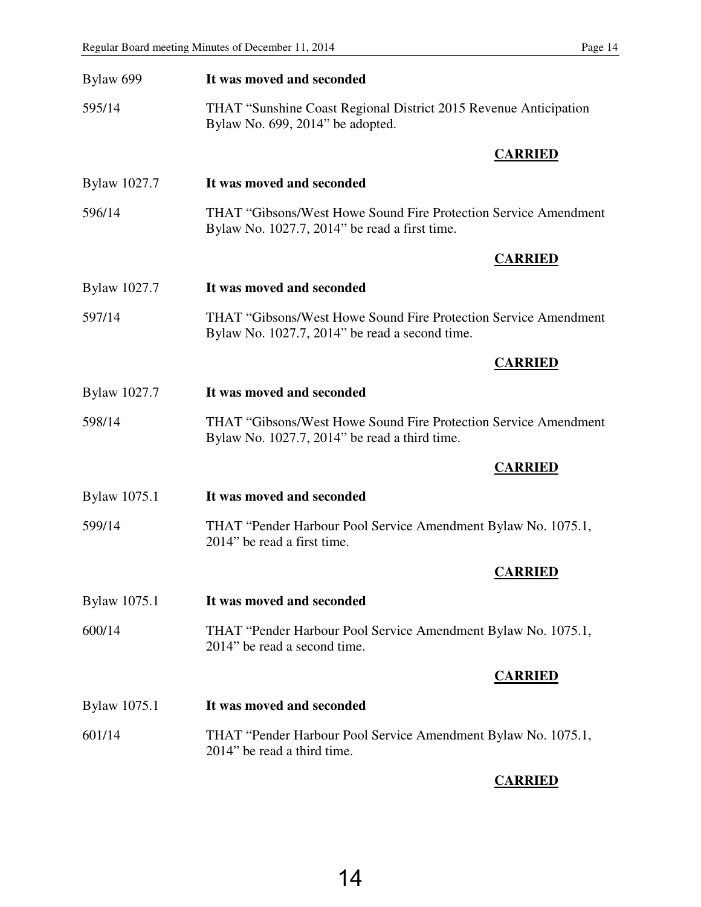Bylaw 699 **It was moved and seconded**

595/14 THAT "Sunshine Coast Regional District 2015 Revenue Anticipation Bylaw No. 699, 2014" be adopted.

**CARRIED**

Bylaw 1027.7 **It was moved and seconded**

596/14 THAT "Gibsons/West Howe Sound Fire Protection Service Amendment Bylaw No. 1027.7, 2014" be read a first time.

**CARRIED**

Bylaw 1027.7 **It was moved and seconded**

597/14 THAT "Gibsons/West Howe Sound Fire Protection Service Amendment Bylaw No. 1027.7, 2014" be read a second time.

**CARRIED**

Bylaw 1027.7 **It was moved and seconded**

598/14 THAT "Gibsons/West Howe Sound Fire Protection Service Amendment Bylaw No. 1027.7, 2014" be read a third time.

**CARRIED**

Bylaw 1075.1 **It was moved and seconded**

599/14 THAT "Pender Harbour Pool Service Amendment Bylaw No. 1075.1, 2014" be read a first time.

**CARRIED**

Bylaw 1075.1 **It was moved and seconded**

600/14 THAT "Pender Harbour Pool Service Amendment Bylaw No. 1075.1, 2014" be read a second time.

**CARRIED**

Bylaw 1075.1 **It was moved and seconded**

601/14 THAT "Pender Harbour Pool Service Amendment Bylaw No. 1075.1, 2014" be read a third time.

**CARRIED**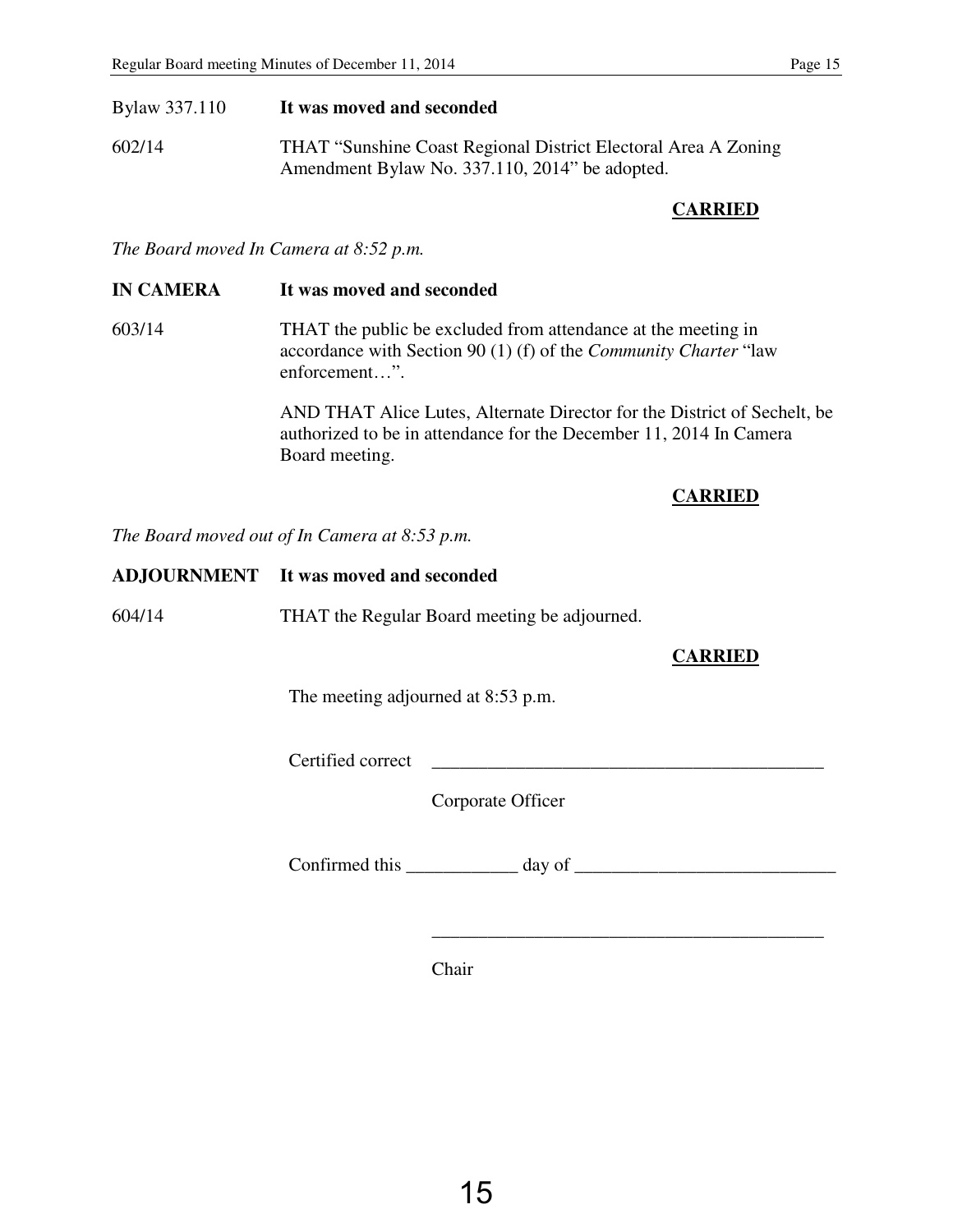Bylaw 337.110 **It was moved and seconded**

602/14 THAT "Sunshine Coast Regional District Electoral Area A Zoning Amendment Bylaw No. 337.110, 2014" be adopted.

**CARRIED**

*The Board moved In Camera at 8:52 p.m.*

**IN CAMERA** **It was moved and seconded**

603/14 THAT the public be excluded from attendance at the meeting in accordance with Section 90 (1) (f) of the *Community Charter* "law enforcement…".

AND THAT Alice Lutes, Alternate Director for the District of Sechelt, be authorized to be in attendance for the December 11, 2014 In Camera Board meeting.

**CARRIED**

*The Board moved out of In Camera at 8:53 p.m.*

**ADJOURNMENT** **It was moved and seconded**

604/14 THAT the Regular Board meeting be adjourned.

**CARRIED**

The meeting adjourned at 8:53 p.m.

Certified correct ___________________________________________

Corporate Officer

Confirmed this ____________ day of ____________________________

___________________________________________

Chair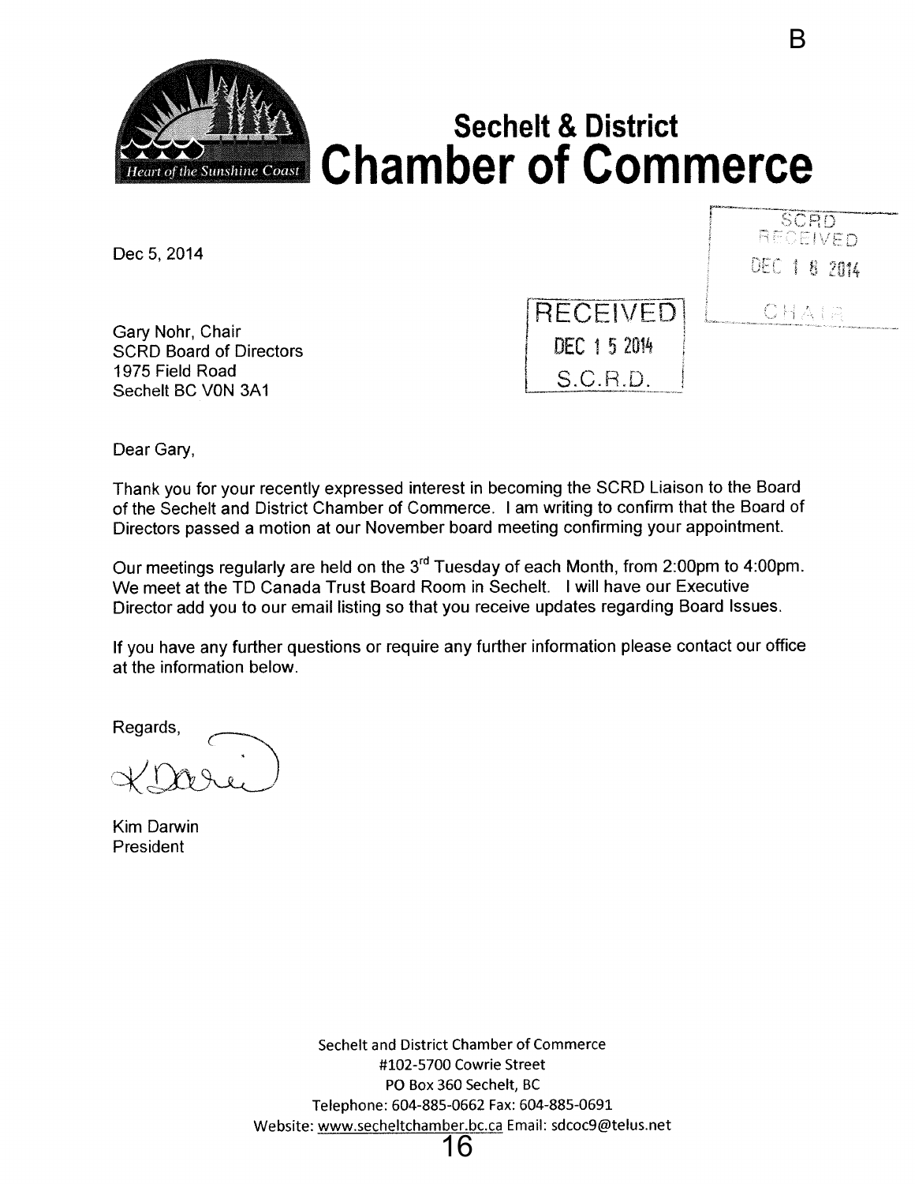B

# Sechelt & District Chamber of Commerce

Heart of the Sunshine Coast

SCRD RECEIVED DEC 18 2014 CHAIR

Dec 5, 2014

RECEIVED DEC 15 2014 S.C.R.D.

Gary Nohr, Chair
SCRD Board of Directors
1975 Field Road
Sechelt BC V0N 3A1

Dear Gary,

Thank you for your recently expressed interest in becoming the SCRD Liaison to the Board of the Sechelt and District Chamber of Commerce. I am writing to confirm that the Board of Directors passed a motion at our November board meeting confirming your appointment.

Our meetings regularly are held on the 3rd Tuesday of each Month, from 2:00pm to 4:00pm. We meet at the TD Canada Trust Board Room in Sechelt. I will have our Executive Director add you to our email listing so that you receive updates regarding Board Issues.

If you have any further questions or require any further information please contact our office at the information below.

Regards,

Kim Darwin
President

Sechelt and District Chamber of Commerce
#102-5700 Cowrie Street
PO Box 360 Sechelt, BC
Telephone: 604-885-0662 Fax: 604-885-0691
Website: www.secheltchamber.bc.ca Email: sdcoc9@telus.net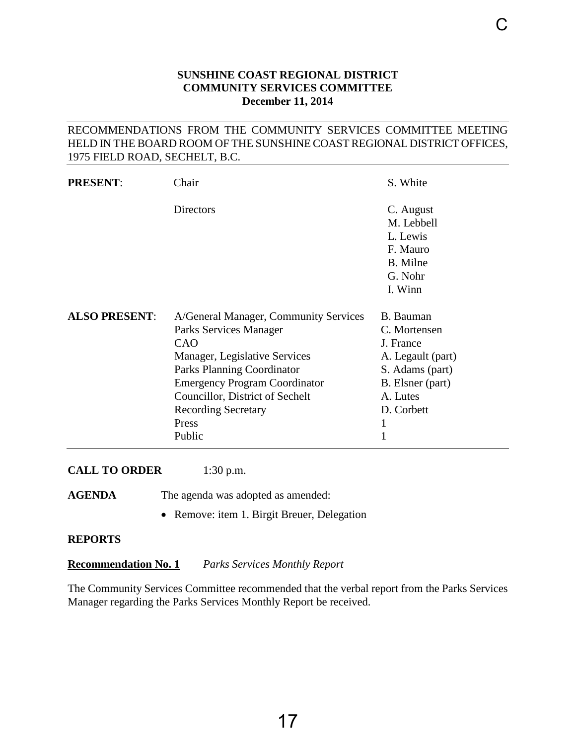**SUNSHINE COAST REGIONAL DISTRICT**
**COMMUNITY SERVICES COMMITTEE**
**December 11, 2014**

RECOMMENDATIONS FROM THE COMMUNITY SERVICES COMMITTEE MEETING HELD IN THE BOARD ROOM OF THE SUNSHINE COAST REGIONAL DISTRICT OFFICES, 1975 FIELD ROAD, SECHELT, B.C.

| | | |
|---|---|---|
| **PRESENT**: | Chair | S. White |
| | Directors | C. August |
| | | M. Lebbell |
| | | L. Lewis |
| | | F. Mauro |
| | | B. Milne |
| | | G. Nohr |
| | | I. Winn |
| **ALSO PRESENT**: | A/General Manager, Community Services | B. Bauman |
| | Parks Services Manager | C. Mortensen |
| | CAO | J. France |
| | Manager, Legislative Services | A. Legault (part) |
| | Parks Planning Coordinator | S. Adams (part) |
| | Emergency Program Coordinator | B. Elsner (part) |
| | Councillor, District of Sechelt | A. Lutes |
| | Recording Secretary | D. Corbett |
| | Press | 1 |
| | Public | 1 |

**CALL TO ORDER** 1:30 p.m.

**AGENDA** The agenda was adopted as amended:

- Remove: item 1. Birgit Breuer, Delegation

**REPORTS**

**Recommendation No. 1** *Parks Services Monthly Report*

The Community Services Committee recommended that the verbal report from the Parks Services Manager regarding the Parks Services Monthly Report be received.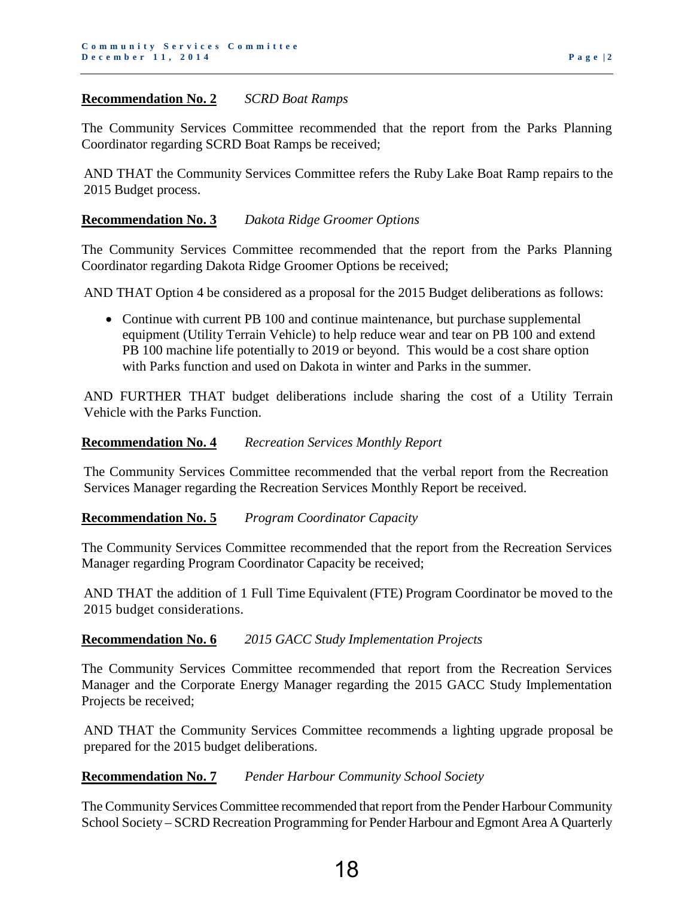**Recommendation No. 2** *SCRD Boat Ramps*

The Community Services Committee recommended that the report from the Parks Planning Coordinator regarding SCRD Boat Ramps be received;

AND THAT the Community Services Committee refers the Ruby Lake Boat Ramp repairs to the 2015 Budget process.

**Recommendation No. 3** *Dakota Ridge Groomer Options*

The Community Services Committee recommended that the report from the Parks Planning Coordinator regarding Dakota Ridge Groomer Options be received;

AND THAT Option 4 be considered as a proposal for the 2015 Budget deliberations as follows:

- Continue with current PB 100 and continue maintenance, but purchase supplemental equipment (Utility Terrain Vehicle) to help reduce wear and tear on PB 100 and extend PB 100 machine life potentially to 2019 or beyond. This would be a cost share option with Parks function and used on Dakota in winter and Parks in the summer.

AND FURTHER THAT budget deliberations include sharing the cost of a Utility Terrain Vehicle with the Parks Function.

**Recommendation No. 4** *Recreation Services Monthly Report*

The Community Services Committee recommended that the verbal report from the Recreation Services Manager regarding the Recreation Services Monthly Report be received.

**Recommendation No. 5** *Program Coordinator Capacity*

The Community Services Committee recommended that the report from the Recreation Services Manager regarding Program Coordinator Capacity be received;

AND THAT the addition of 1 Full Time Equivalent (FTE) Program Coordinator be moved to the 2015 budget considerations.

**Recommendation No. 6** *2015 GACC Study Implementation Projects*

The Community Services Committee recommended that report from the Recreation Services Manager and the Corporate Energy Manager regarding the 2015 GACC Study Implementation Projects be received;

AND THAT the Community Services Committee recommends a lighting upgrade proposal be prepared for the 2015 budget deliberations.

**Recommendation No. 7** *Pender Harbour Community School Society*

The Community Services Committee recommended that report from the Pender Harbour Community School Society – SCRD Recreation Programming for Pender Harbour and Egmont Area A Quarterly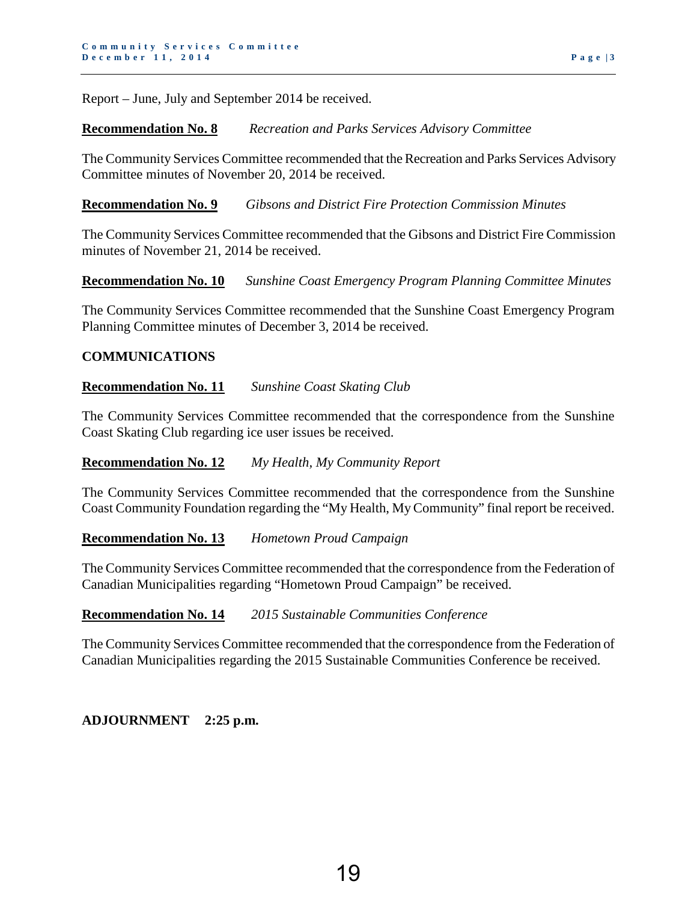Report – June, July and September 2014 be received.

**Recommendation No. 8** *Recreation and Parks Services Advisory Committee*

The Community Services Committee recommended that the Recreation and Parks Services Advisory Committee minutes of November 20, 2014 be received.

**Recommendation No. 9** *Gibsons and District Fire Protection Commission Minutes*

The Community Services Committee recommended that the Gibsons and District Fire Commission minutes of November 21, 2014 be received.

**Recommendation No. 10** *Sunshine Coast Emergency Program Planning Committee Minutes*

The Community Services Committee recommended that the Sunshine Coast Emergency Program Planning Committee minutes of December 3, 2014 be received.

**COMMUNICATIONS**

**Recommendation No. 11** *Sunshine Coast Skating Club*

The Community Services Committee recommended that the correspondence from the Sunshine Coast Skating Club regarding ice user issues be received.

**Recommendation No. 12** *My Health, My Community Report*

The Community Services Committee recommended that the correspondence from the Sunshine Coast Community Foundation regarding the "My Health, My Community" final report be received.

**Recommendation No. 13** *Hometown Proud Campaign*

The Community Services Committee recommended that the correspondence from the Federation of Canadian Municipalities regarding "Hometown Proud Campaign" be received.

**Recommendation No. 14** *2015 Sustainable Communities Conference*

The Community Services Committee recommended that the correspondence from the Federation of Canadian Municipalities regarding the 2015 Sustainable Communities Conference be received.

**ADJOURNMENT 2:25 p.m.**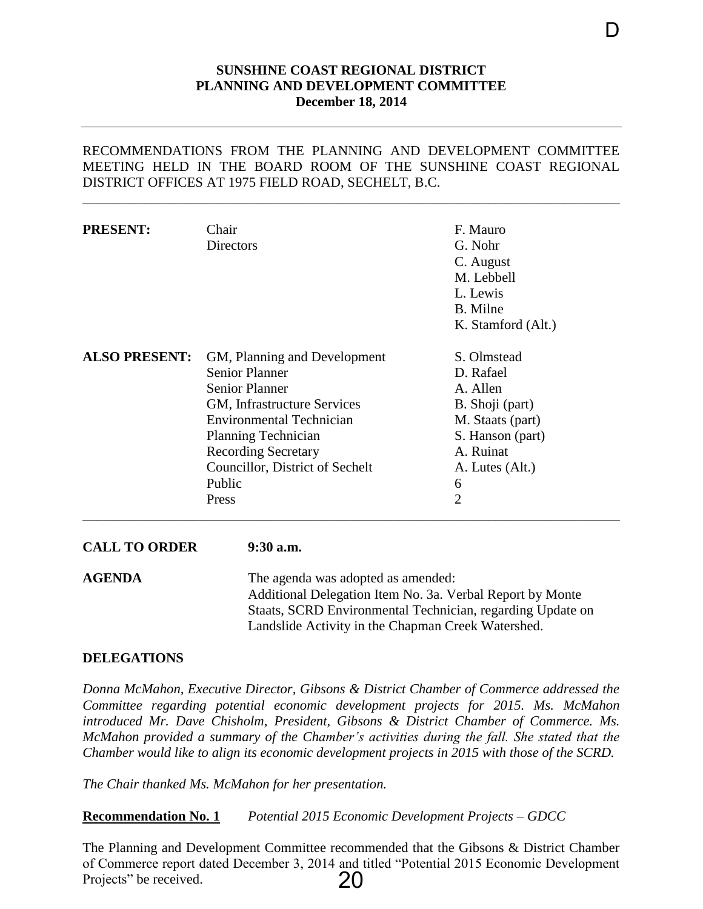**SUNSHINE COAST REGIONAL DISTRICT**
**PLANNING AND DEVELOPMENT COMMITTEE**
**December 18, 2014**

RECOMMENDATIONS FROM THE PLANNING AND DEVELOPMENT COMMITTEE MEETING HELD IN THE BOARD ROOM OF THE SUNSHINE COAST REGIONAL DISTRICT OFFICES AT 1975 FIELD ROAD, SECHELT, B.C.

| | | |
|---|---|---|
| **PRESENT:** | Chair | F. Mauro |
| | Directors | G. Nohr |
| | | C. August |
| | | M. Lebbell |
| | | L. Lewis |
| | | B. Milne |
| | | K. Stamford (Alt.) |
| **ALSO PRESENT:** | GM, Planning and Development | S. Olmstead |
| | Senior Planner | D. Rafael |
| | Senior Planner | A. Allen |
| | GM, Infrastructure Services | B. Shoji (part) |
| | Environmental Technician | M. Staats (part) |
| | Planning Technician | S. Hanson (part) |
| | Recording Secretary | A. Ruinat |
| | Councillor, District of Sechelt | A. Lutes (Alt.) |
| | Public | 6 |
| | Press | 2 |

**CALL TO ORDER** **9:30 a.m.**

**AGENDA** The agenda was adopted as amended:
Additional Delegation Item No. 3a. Verbal Report by Monte Staats, SCRD Environmental Technician, regarding Update on Landslide Activity in the Chapman Creek Watershed.

**DELEGATIONS**

*Donna McMahon, Executive Director, Gibsons & District Chamber of Commerce addressed the Committee regarding potential economic development projects for 2015. Ms. McMahon introduced Mr. Dave Chisholm, President, Gibsons & District Chamber of Commerce. Ms. McMahon provided a summary of the Chamber's activities during the fall. She stated that the Chamber would like to align its economic development projects in 2015 with those of the SCRD.*

*The Chair thanked Ms. McMahon for her presentation.*

**Recommendation No. 1** *Potential 2015 Economic Development Projects – GDCC*

The Planning and Development Committee recommended that the Gibsons & District Chamber of Commerce report dated December 3, 2014 and titled "Potential 2015 Economic Development Projects" be received.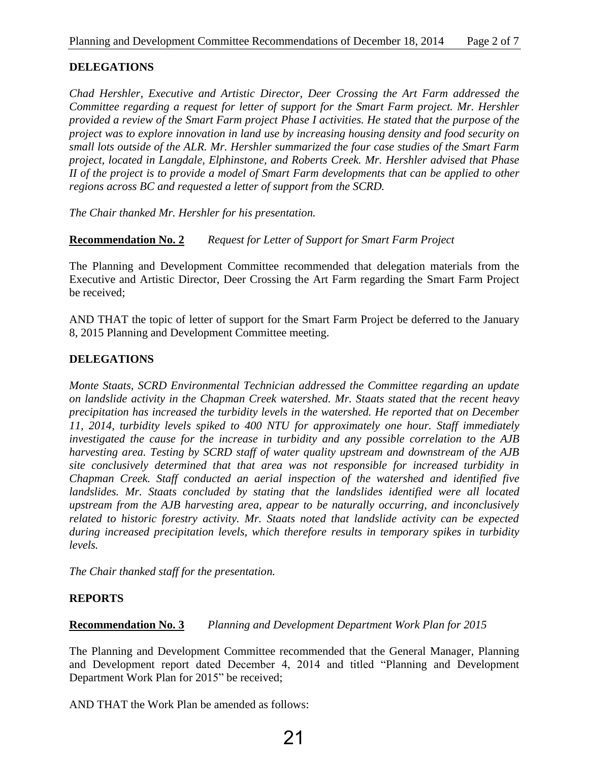**DELEGATIONS**

*Chad Hershler, Executive and Artistic Director, Deer Crossing the Art Farm addressed the Committee regarding a request for letter of support for the Smart Farm project. Mr. Hershler provided a review of the Smart Farm project Phase I activities. He stated that the purpose of the project was to explore innovation in land use by increasing housing density and food security on small lots outside of the ALR. Mr. Hershler summarized the four case studies of the Smart Farm project, located in Langdale, Elphinstone, and Roberts Creek. Mr. Hershler advised that Phase II of the project is to provide a model of Smart Farm developments that can be applied to other regions across BC and requested a letter of support from the SCRD.*

*The Chair thanked Mr. Hershler for his presentation.*

**Recommendation No. 2** *Request for Letter of Support for Smart Farm Project*

The Planning and Development Committee recommended that delegation materials from the Executive and Artistic Director, Deer Crossing the Art Farm regarding the Smart Farm Project be received;

AND THAT the topic of letter of support for the Smart Farm Project be deferred to the January 8, 2015 Planning and Development Committee meeting.

**DELEGATIONS**

*Monte Staats, SCRD Environmental Technician addressed the Committee regarding an update on landslide activity in the Chapman Creek watershed. Mr. Staats stated that the recent heavy precipitation has increased the turbidity levels in the watershed. He reported that on December 11, 2014, turbidity levels spiked to 400 NTU for approximately one hour. Staff immediately investigated the cause for the increase in turbidity and any possible correlation to the AJB harvesting area. Testing by SCRD staff of water quality upstream and downstream of the AJB site conclusively determined that that area was not responsible for increased turbidity in Chapman Creek. Staff conducted an aerial inspection of the watershed and identified five landslides. Mr. Staats concluded by stating that the landslides identified were all located upstream from the AJB harvesting area, appear to be naturally occurring, and inconclusively related to historic forestry activity. Mr. Staats noted that landslide activity can be expected during increased precipitation levels, which therefore results in temporary spikes in turbidity levels.*

*The Chair thanked staff for the presentation.*

**REPORTS**

**Recommendation No. 3** *Planning and Development Department Work Plan for 2015*

The Planning and Development Committee recommended that the General Manager, Planning and Development report dated December 4, 2014 and titled "Planning and Development Department Work Plan for 2015" be received;

AND THAT the Work Plan be amended as follows: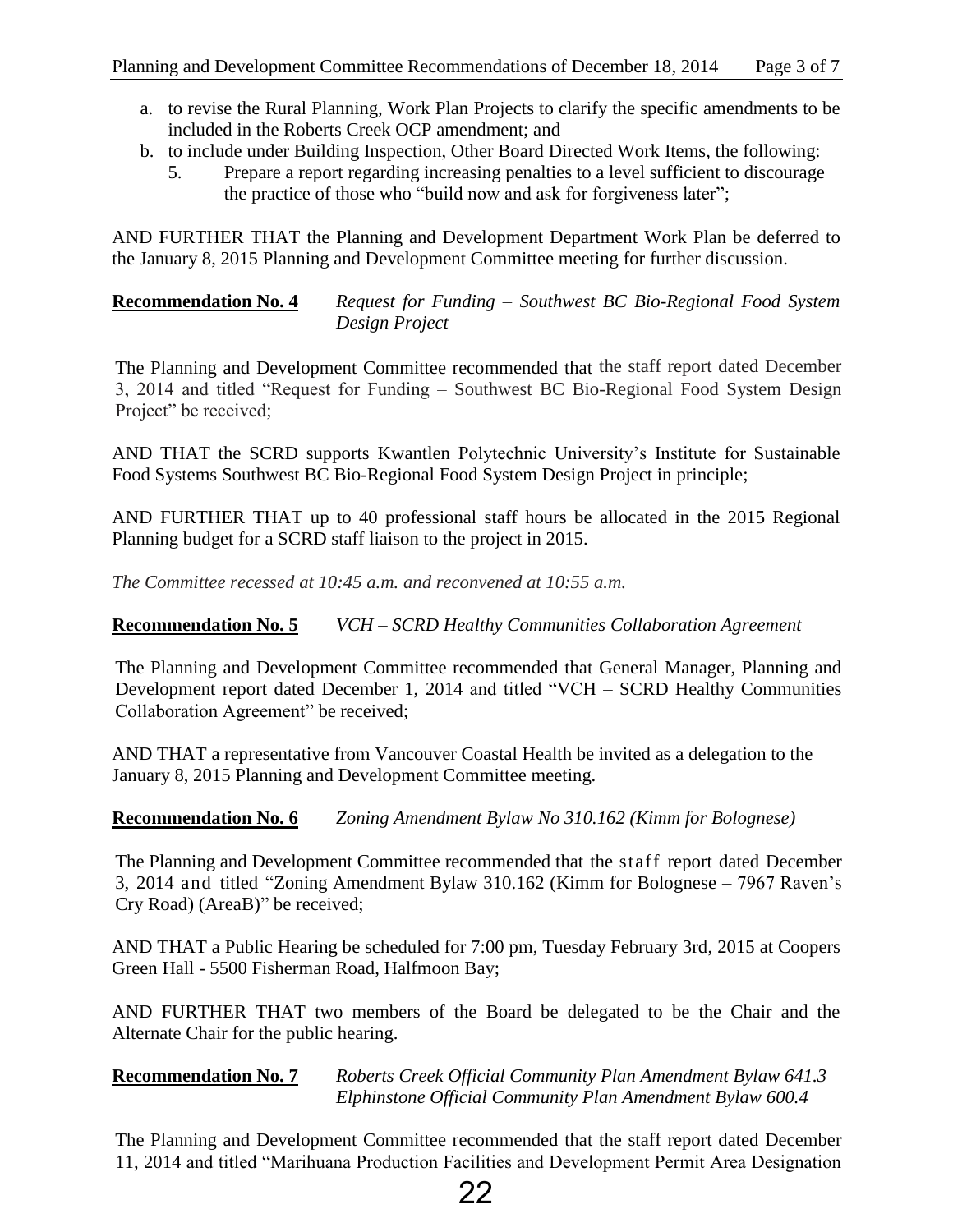a. to revise the Rural Planning, Work Plan Projects to clarify the specific amendments to be included in the Roberts Creek OCP amendment; and
b. to include under Building Inspection, Other Board Directed Work Items, the following:
   5. Prepare a report regarding increasing penalties to a level sufficient to discourage the practice of those who "build now and ask for forgiveness later";

AND FURTHER THAT the Planning and Development Department Work Plan be deferred to the January 8, 2015 Planning and Development Committee meeting for further discussion.

**Recommendation No. 4** *Request for Funding – Southwest BC Bio-Regional Food System Design Project*

The Planning and Development Committee recommended that the staff report dated December 3, 2014 and titled "Request for Funding – Southwest BC Bio-Regional Food System Design Project" be received;

AND THAT the SCRD supports Kwantlen Polytechnic University's Institute for Sustainable Food Systems Southwest BC Bio-Regional Food System Design Project in principle;

AND FURTHER THAT up to 40 professional staff hours be allocated in the 2015 Regional Planning budget for a SCRD staff liaison to the project in 2015.

*The Committee recessed at 10:45 a.m. and reconvened at 10:55 a.m.*

**Recommendation No. 5** *VCH – SCRD Healthy Communities Collaboration Agreement*

The Planning and Development Committee recommended that General Manager, Planning and Development report dated December 1, 2014 and titled "VCH – SCRD Healthy Communities Collaboration Agreement" be received;

AND THAT a representative from Vancouver Coastal Health be invited as a delegation to the January 8, 2015 Planning and Development Committee meeting.

**Recommendation No. 6** *Zoning Amendment Bylaw No 310.162 (Kimm for Bolognese)*

The Planning and Development Committee recommended that the staff report dated December 3, 2014 and titled "Zoning Amendment Bylaw 310.162 (Kimm for Bolognese – 7967 Raven's Cry Road) (AreaB)" be received;

AND THAT a Public Hearing be scheduled for 7:00 pm, Tuesday February 3rd, 2015 at Coopers Green Hall - 5500 Fisherman Road, Halfmoon Bay;

AND FURTHER THAT two members of the Board be delegated to be the Chair and the Alternate Chair for the public hearing.

**Recommendation No. 7** *Roberts Creek Official Community Plan Amendment Bylaw 641.3*
*Elphinstone Official Community Plan Amendment Bylaw 600.4*

The Planning and Development Committee recommended that the staff report dated December 11, 2014 and titled "Marihuana Production Facilities and Development Permit Area Designation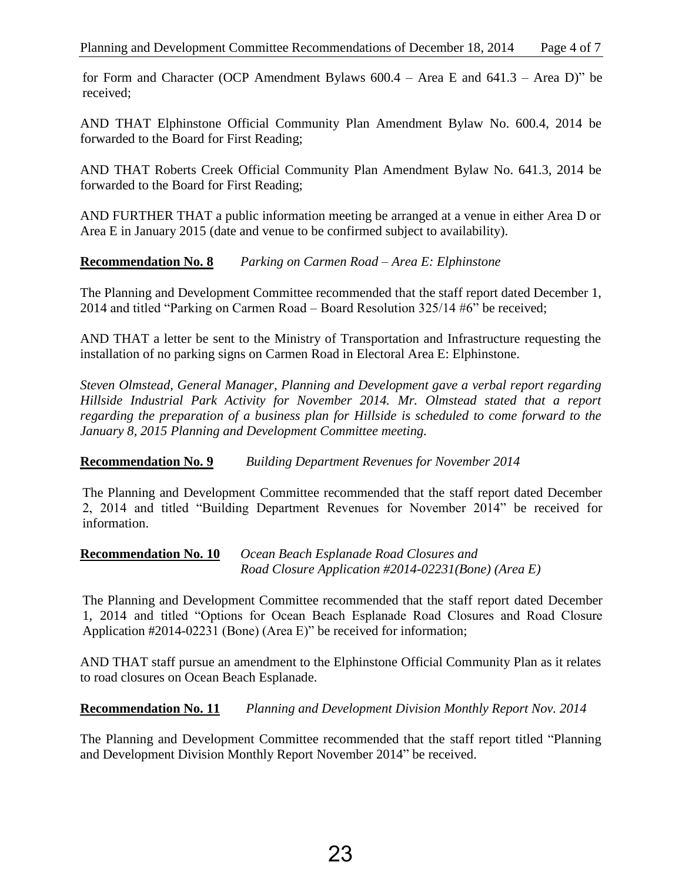for Form and Character (OCP Amendment Bylaws 600.4 – Area E and 641.3 – Area D)" be received;

AND THAT Elphinstone Official Community Plan Amendment Bylaw No. 600.4, 2014 be forwarded to the Board for First Reading;

AND THAT Roberts Creek Official Community Plan Amendment Bylaw No. 641.3, 2014 be forwarded to the Board for First Reading;

AND FURTHER THAT a public information meeting be arranged at a venue in either Area D or Area E in January 2015 (date and venue to be confirmed subject to availability).

**Recommendation No. 8** *Parking on Carmen Road – Area E: Elphinstone*

The Planning and Development Committee recommended that the staff report dated December 1, 2014 and titled "Parking on Carmen Road – Board Resolution 325/14 #6" be received;

AND THAT a letter be sent to the Ministry of Transportation and Infrastructure requesting the installation of no parking signs on Carmen Road in Electoral Area E: Elphinstone.

*Steven Olmstead, General Manager, Planning and Development gave a verbal report regarding Hillside Industrial Park Activity for November 2014. Mr. Olmstead stated that a report regarding the preparation of a business plan for Hillside is scheduled to come forward to the January 8, 2015 Planning and Development Committee meeting.*

**Recommendation No. 9** *Building Department Revenues for November 2014*

The Planning and Development Committee recommended that the staff report dated December 2, 2014 and titled "Building Department Revenues for November 2014" be received for information.

**Recommendation No. 10** *Ocean Beach Esplanade Road Closures and Road Closure Application #2014-02231(Bone) (Area E)*

The Planning and Development Committee recommended that the staff report dated December 1, 2014 and titled "Options for Ocean Beach Esplanade Road Closures and Road Closure Application #2014-02231 (Bone) (Area E)" be received for information;

AND THAT staff pursue an amendment to the Elphinstone Official Community Plan as it relates to road closures on Ocean Beach Esplanade.

**Recommendation No. 11** *Planning and Development Division Monthly Report Nov. 2014*

The Planning and Development Committee recommended that the staff report titled "Planning and Development Division Monthly Report November 2014" be received.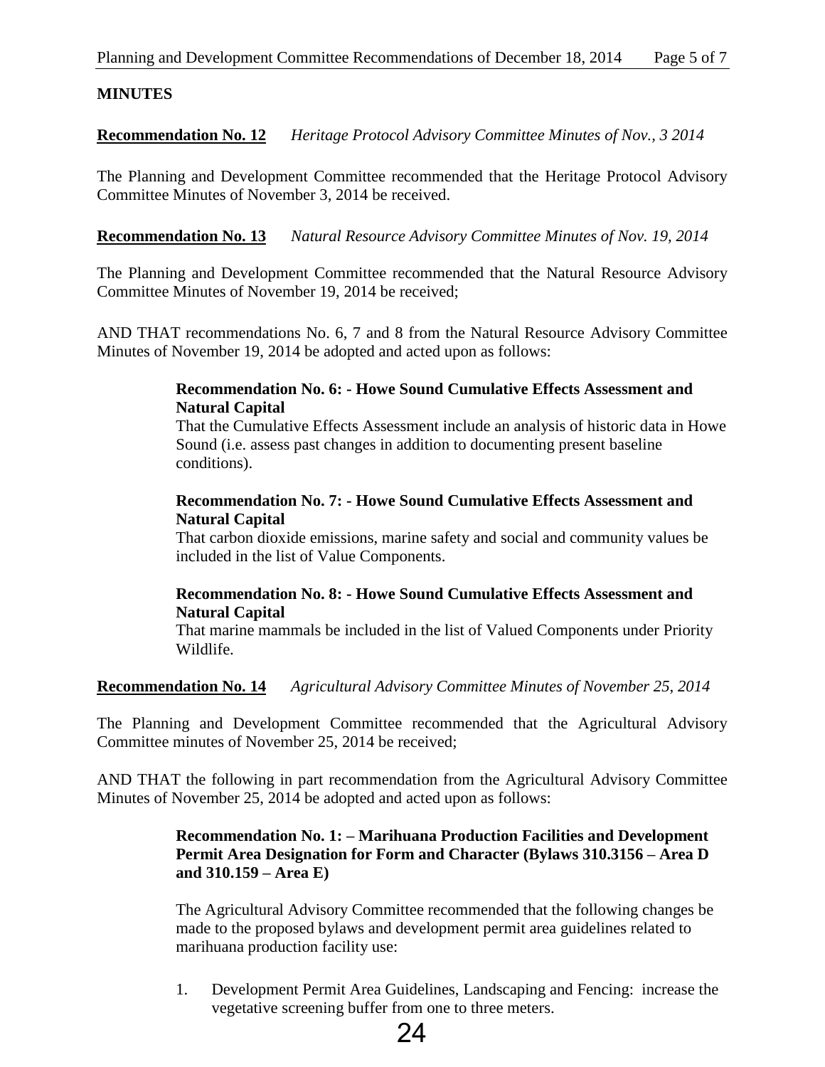## MINUTES

**Recommendation No. 12** *Heritage Protocol Advisory Committee Minutes of Nov., 3 2014*

The Planning and Development Committee recommended that the Heritage Protocol Advisory Committee Minutes of November 3, 2014 be received.

**Recommendation No. 13** *Natural Resource Advisory Committee Minutes of Nov. 19, 2014*

The Planning and Development Committee recommended that the Natural Resource Advisory Committee Minutes of November 19, 2014 be received;

AND THAT recommendations No. 6, 7 and 8 from the Natural Resource Advisory Committee Minutes of November 19, 2014 be adopted and acted upon as follows:

> **Recommendation No. 6: - Howe Sound Cumulative Effects Assessment and Natural Capital**
> That the Cumulative Effects Assessment include an analysis of historic data in Howe Sound (i.e. assess past changes in addition to documenting present baseline conditions).
>
> **Recommendation No. 7: - Howe Sound Cumulative Effects Assessment and Natural Capital**
> That carbon dioxide emissions, marine safety and social and community values be included in the list of Value Components.
>
> **Recommendation No. 8: - Howe Sound Cumulative Effects Assessment and Natural Capital**
> That marine mammals be included in the list of Valued Components under Priority Wildlife.

**Recommendation No. 14** *Agricultural Advisory Committee Minutes of November 25, 2014*

The Planning and Development Committee recommended that the Agricultural Advisory Committee minutes of November 25, 2014 be received;

AND THAT the following in part recommendation from the Agricultural Advisory Committee Minutes of November 25, 2014 be adopted and acted upon as follows:

> **Recommendation No. 1: – Marihuana Production Facilities and Development Permit Area Designation for Form and Character (Bylaws 310.3156 – Area D and 310.159 – Area E)**
>
> The Agricultural Advisory Committee recommended that the following changes be made to the proposed bylaws and development permit area guidelines related to marihuana production facility use:
>
> 1. Development Permit Area Guidelines, Landscaping and Fencing: increase the vegetative screening buffer from one to three meters.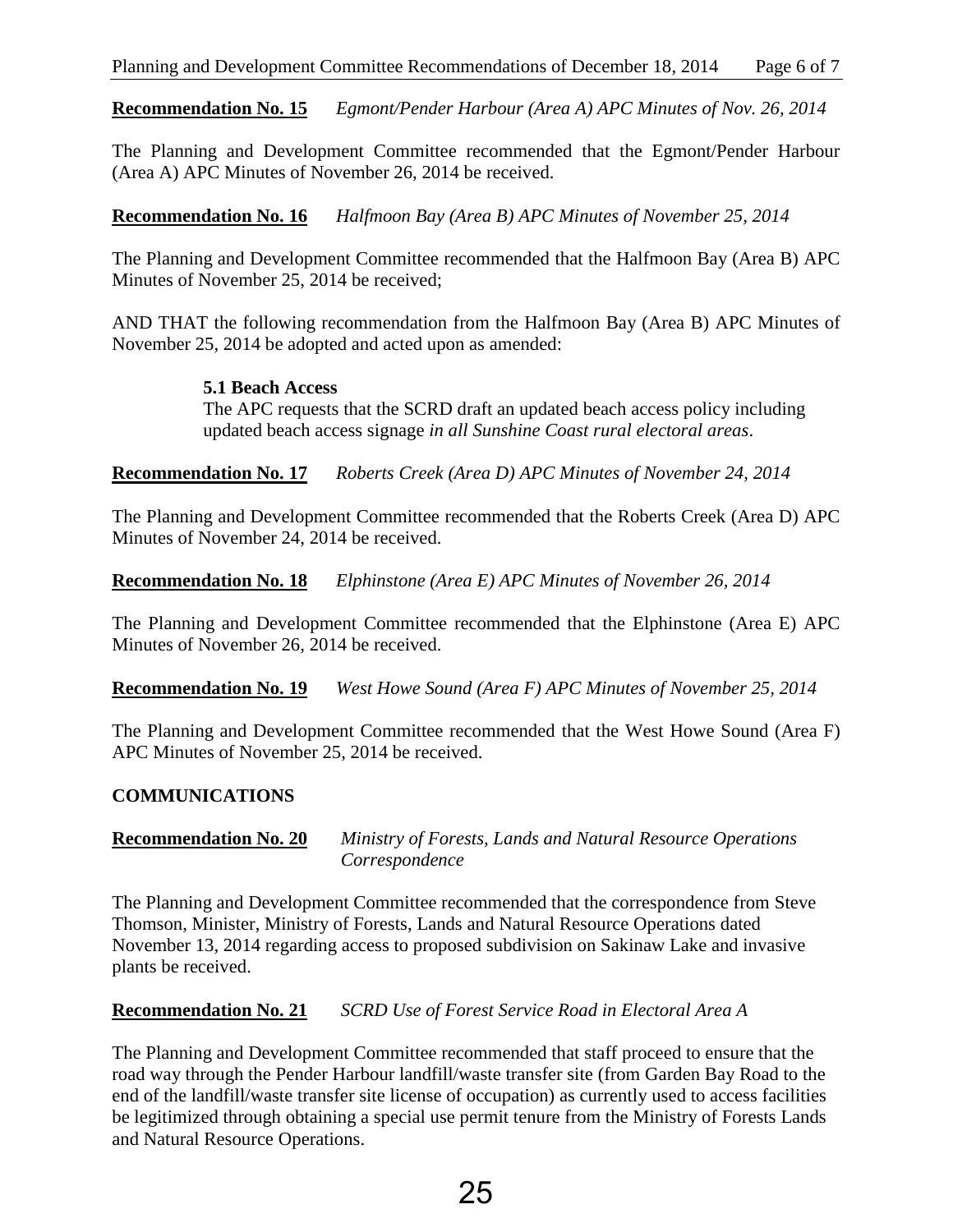**Recommendation No. 15** *Egmont/Pender Harbour (Area A) APC Minutes of Nov. 26, 2014*

The Planning and Development Committee recommended that the Egmont/Pender Harbour (Area A) APC Minutes of November 26, 2014 be received.

**Recommendation No. 16** *Halfmoon Bay (Area B) APC Minutes of November 25, 2014*

The Planning and Development Committee recommended that the Halfmoon Bay (Area B) APC Minutes of November 25, 2014 be received;

AND THAT the following recommendation from the Halfmoon Bay (Area B) APC Minutes of November 25, 2014 be adopted and acted upon as amended:

> **5.1 Beach Access**
> The APC requests that the SCRD draft an updated beach access policy including updated beach access signage *in all Sunshine Coast rural electoral areas*.

**Recommendation No. 17** *Roberts Creek (Area D) APC Minutes of November 24, 2014*

The Planning and Development Committee recommended that the Roberts Creek (Area D) APC Minutes of November 24, 2014 be received.

**Recommendation No. 18** *Elphinstone (Area E) APC Minutes of November 26, 2014*

The Planning and Development Committee recommended that the Elphinstone (Area E) APC Minutes of November 26, 2014 be received.

**Recommendation No. 19** *West Howe Sound (Area F) APC Minutes of November 25, 2014*

The Planning and Development Committee recommended that the West Howe Sound (Area F) APC Minutes of November 25, 2014 be received.

## COMMUNICATIONS

**Recommendation No. 20** *Ministry of Forests, Lands and Natural Resource Operations Correspondence*

The Planning and Development Committee recommended that the correspondence from Steve Thomson, Minister, Ministry of Forests, Lands and Natural Resource Operations dated November 13, 2014 regarding access to proposed subdivision on Sakinaw Lake and invasive plants be received.

**Recommendation No. 21** *SCRD Use of Forest Service Road in Electoral Area A*

The Planning and Development Committee recommended that staff proceed to ensure that the road way through the Pender Harbour landfill/waste transfer site (from Garden Bay Road to the end of the landfill/waste transfer site license of occupation) as currently used to access facilities be legitimized through obtaining a special use permit tenure from the Ministry of Forests Lands and Natural Resource Operations.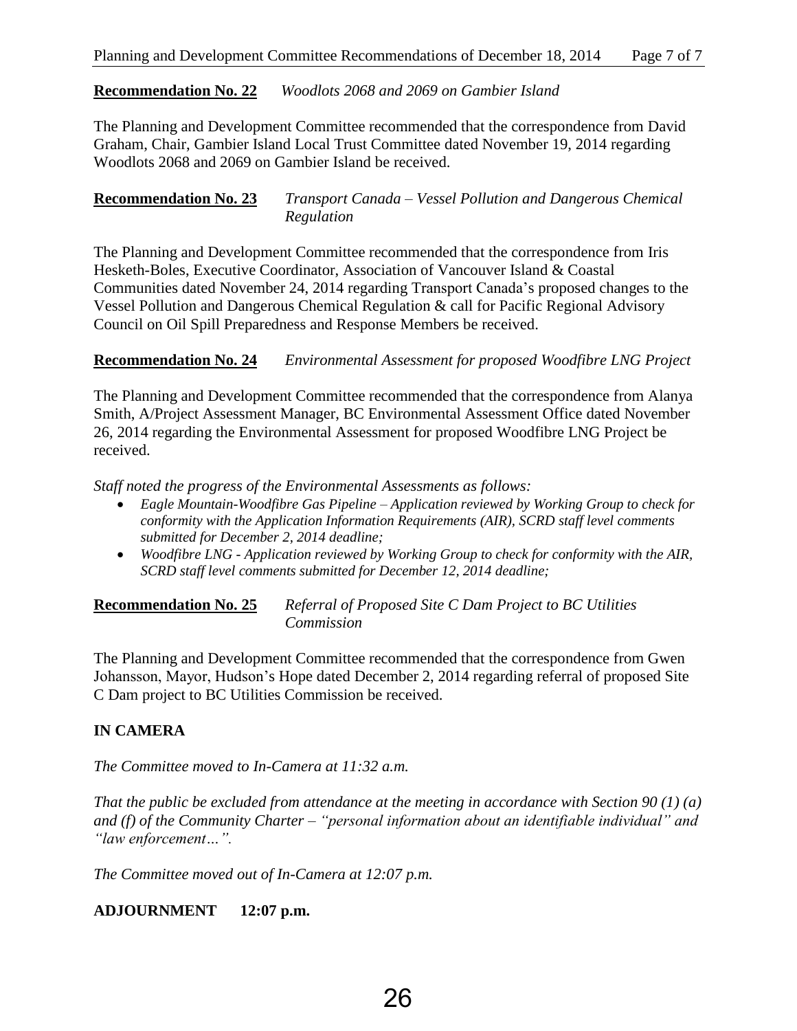**Recommendation No. 22** *Woodlots 2068 and 2069 on Gambier Island*

The Planning and Development Committee recommended that the correspondence from David Graham, Chair, Gambier Island Local Trust Committee dated November 19, 2014 regarding Woodlots 2068 and 2069 on Gambier Island be received.

**Recommendation No. 23** *Transport Canada – Vessel Pollution and Dangerous Chemical Regulation*

The Planning and Development Committee recommended that the correspondence from Iris Hesketh-Boles, Executive Coordinator, Association of Vancouver Island & Coastal Communities dated November 24, 2014 regarding Transport Canada's proposed changes to the Vessel Pollution and Dangerous Chemical Regulation & call for Pacific Regional Advisory Council on Oil Spill Preparedness and Response Members be received.

**Recommendation No. 24** *Environmental Assessment for proposed Woodfibre LNG Project*

The Planning and Development Committee recommended that the correspondence from Alanya Smith, A/Project Assessment Manager, BC Environmental Assessment Office dated November 26, 2014 regarding the Environmental Assessment for proposed Woodfibre LNG Project be received.

*Staff noted the progress of the Environmental Assessments as follows:*

- *Eagle Mountain-Woodfibre Gas Pipeline – Application reviewed by Working Group to check for conformity with the Application Information Requirements (AIR), SCRD staff level comments submitted for December 2, 2014 deadline;*
- *Woodfibre LNG - Application reviewed by Working Group to check for conformity with the AIR, SCRD staff level comments submitted for December 12, 2014 deadline;*

**Recommendation No. 25** *Referral of Proposed Site C Dam Project to BC Utilities Commission*

The Planning and Development Committee recommended that the correspondence from Gwen Johansson, Mayor, Hudson's Hope dated December 2, 2014 regarding referral of proposed Site C Dam project to BC Utilities Commission be received.

**IN CAMERA**

*The Committee moved to In-Camera at 11:32 a.m.*

*That the public be excluded from attendance at the meeting in accordance with Section 90 (1) (a) and (f) of the Community Charter – "personal information about an identifiable individual" and "law enforcement…".*

*The Committee moved out of In-Camera at 12:07 p.m.*

**ADJOURNMENT 12:07 p.m.**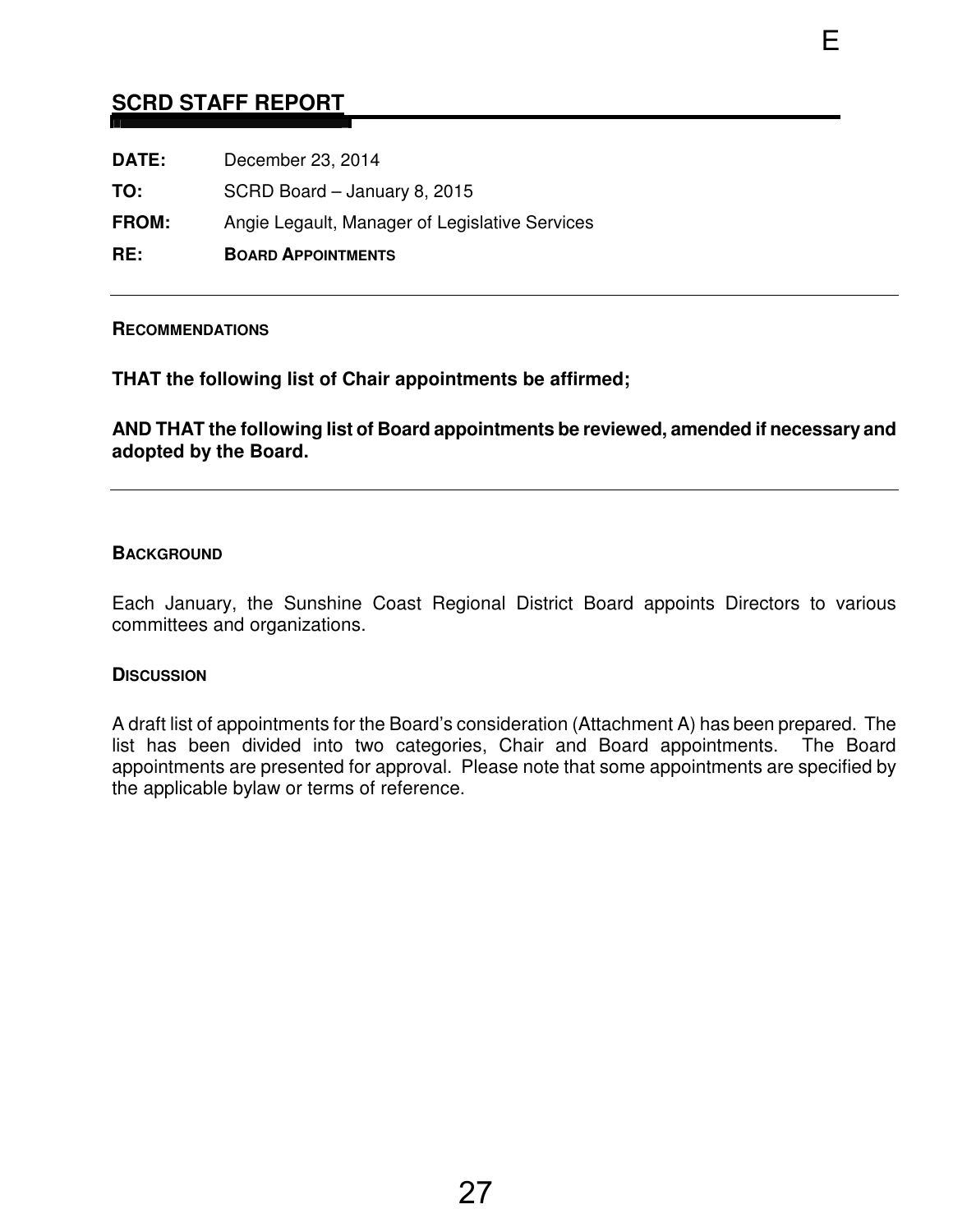## SCRD STAFF REPORT

**DATE:** December 23, 2014

**TO:** SCRD Board – January 8, 2015

**FROM:** Angie Legault, Manager of Legislative Services

**RE:** **BOARD APPOINTMENTS**

---

### RECOMMENDATIONS

**THAT the following list of Chair appointments be affirmed;**

**AND THAT the following list of Board appointments be reviewed, amended if necessary and adopted by the Board.**

---

### BACKGROUND

Each January, the Sunshine Coast Regional District Board appoints Directors to various committees and organizations.

### DISCUSSION

A draft list of appointments for the Board's consideration (Attachment A) has been prepared. The list has been divided into two categories, Chair and Board appointments. The Board appointments are presented for approval. Please note that some appointments are specified by the applicable bylaw or terms of reference.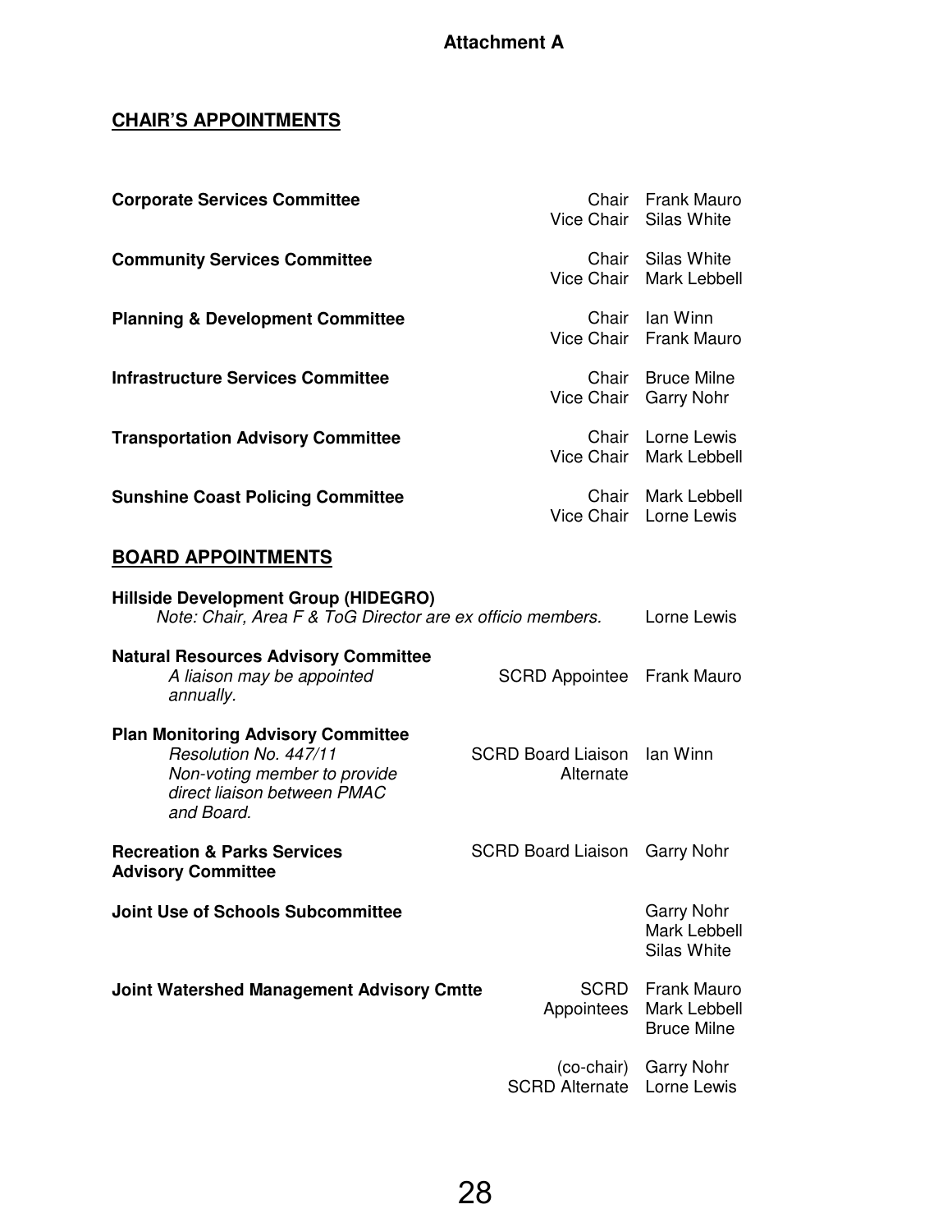**Attachment A**

## CHAIR'S APPOINTMENTS

| Committee | Role | Name |
|---|---|---|
| **Corporate Services Committee** | Chair | Frank Mauro |
| | Vice Chair | Silas White |
| **Community Services Committee** | Chair | Silas White |
| | Vice Chair | Mark Lebbell |
| **Planning & Development Committee** | Chair | Ian Winn |
| | Vice Chair | Frank Mauro |
| **Infrastructure Services Committee** | Chair | Bruce Milne |
| | Vice Chair | Garry Nohr |
| **Transportation Advisory Committee** | Chair | Lorne Lewis |
| | Vice Chair | Mark Lebbell |
| **Sunshine Coast Policing Committee** | Chair | Mark Lebbell |
| | Vice Chair | Lorne Lewis |

## BOARD APPOINTMENTS

| Committee | Role | Name |
|---|---|---|
| **Hillside Development Group (HIDEGRO)**<br>*Note: Chair, Area F & ToG Director are ex officio members.* | | Lorne Lewis |
| **Natural Resources Advisory Committee**<br>*A liaison may be appointed annually.* | SCRD Appointee | Frank Mauro |
| **Plan Monitoring Advisory Committee**<br>*Resolution No. 447/11*<br>*Non-voting member to provide direct liaison between PMAC and Board.* | SCRD Board Liaison<br>Alternate | Ian Winn |
| **Recreation & Parks Services Advisory Committee** | SCRD Board Liaison | Garry Nohr |
| **Joint Use of Schools Subcommittee** | | Garry Nohr<br>Mark Lebbell<br>Silas White |
| **Joint Watershed Management Advisory Cmtte** | SCRD Appointees | Frank Mauro<br>Mark Lebbell<br>Bruce Milne |
| | (co-chair) | Garry Nohr |
| | SCRD Alternate | Lorne Lewis |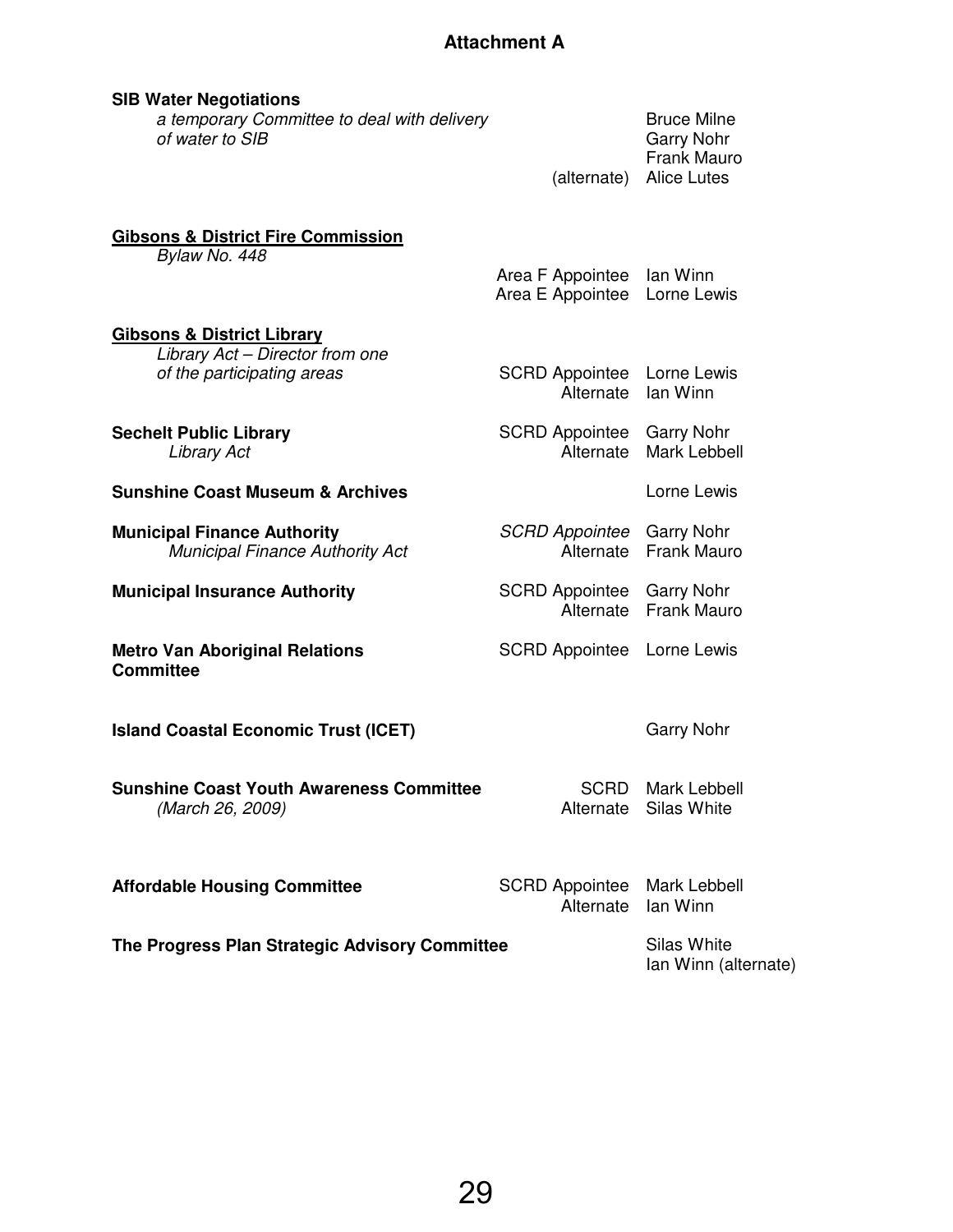## Attachment A

| | | |
|---|---|---|
| **SIB Water Negotiations**<br>*a temporary Committee to deal with delivery of water to SIB* | | Bruce Milne<br>Garry Nohr<br>Frank Mauro |
| | (alternate) | Alice Lutes |
| **<u>Gibsons & District Fire Commission</u>**<br>*Bylaw No. 448* | Area F Appointee<br>Area E Appointee | Ian Winn<br>Lorne Lewis |
| **<u>Gibsons & District Library</u>**<br>*Library Act – Director from one of the participating areas* | SCRD Appointee<br>Alternate | Lorne Lewis<br>Ian Winn |
| **Sechelt Public Library**<br>*Library Act* | SCRD Appointee<br>Alternate | Garry Nohr<br>Mark Lebbell |
| **Sunshine Coast Museum & Archives** | | Lorne Lewis |
| **Municipal Finance Authority**<br>*Municipal Finance Authority Act* | *SCRD Appointee*<br>Alternate | Garry Nohr<br>Frank Mauro |
| **Municipal Insurance Authority** | SCRD Appointee<br>Alternate | Garry Nohr<br>Frank Mauro |
| **Metro Van Aboriginal Relations Committee** | SCRD Appointee | Lorne Lewis |
| **Island Coastal Economic Trust (ICET)** | | Garry Nohr |
| **Sunshine Coast Youth Awareness Committee**<br>*(March 26, 2009)* | SCRD<br>Alternate | Mark Lebbell<br>Silas White |
| **Affordable Housing Committee** | SCRD Appointee<br>Alternate | Mark Lebbell<br>Ian Winn |
| **The Progress Plan Strategic Advisory Committee** | | Silas White<br>Ian Winn (alternate) |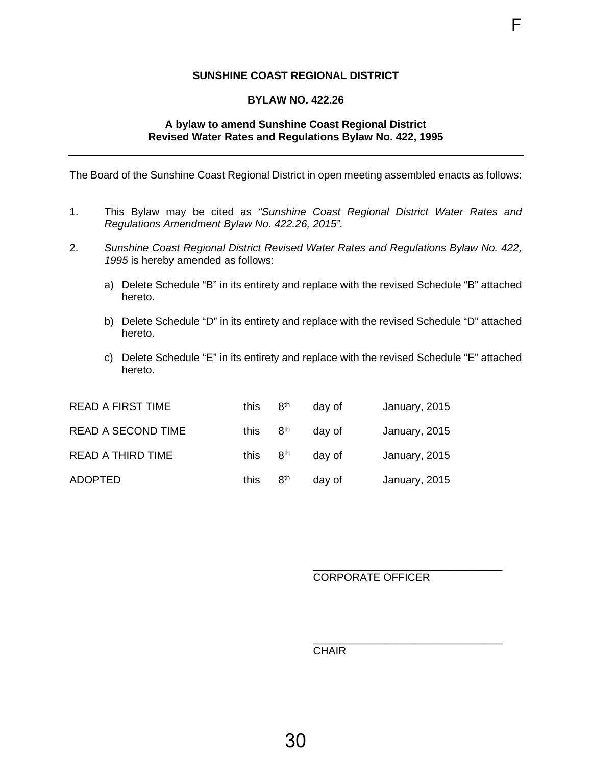# SUNSHINE COAST REGIONAL DISTRICT

## BYLAW NO. 422.26

### A bylaw to amend Sunshine Coast Regional District Revised Water Rates and Regulations Bylaw No. 422, 1995

---

The Board of the Sunshine Coast Regional District in open meeting assembled enacts as follows:

1. This Bylaw may be cited as *"Sunshine Coast Regional District Water Rates and Regulations Amendment Bylaw No. 422.26, 2015".*

2. *Sunshine Coast Regional District Revised Water Rates and Regulations Bylaw No. 422, 1995* is hereby amended as follows:

   a) Delete Schedule "B" in its entirety and replace with the revised Schedule "B" attached hereto.

   b) Delete Schedule "D" in its entirety and replace with the revised Schedule "D" attached hereto.

   c) Delete Schedule "E" in its entirety and replace with the revised Schedule "E" attached hereto.

| | | | | |
|---|---|---|---|---|
| READ A FIRST TIME | this | 8th | day of | January, 2015 |
| READ A SECOND TIME | this | 8th | day of | January, 2015 |
| READ A THIRD TIME | this | 8th | day of | January, 2015 |
| ADOPTED | this | 8th | day of | January, 2015 |

_______________________________
CORPORATE OFFICER

_______________________________
CHAIR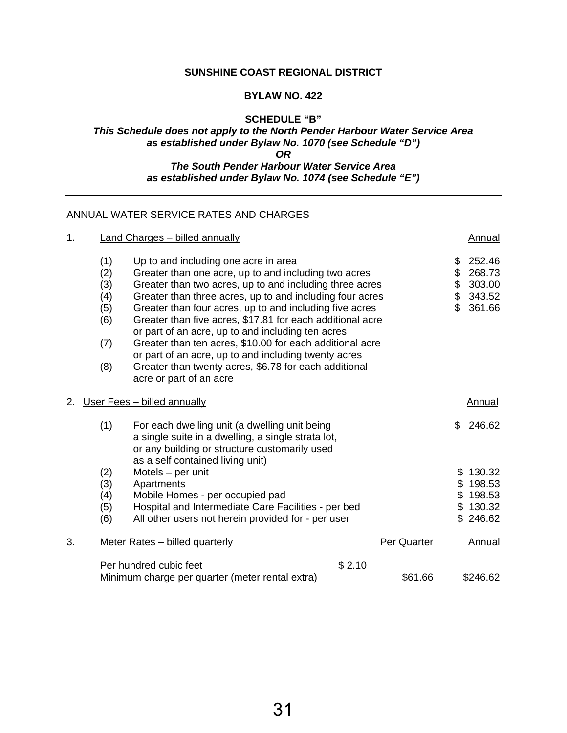**SUNSHINE COAST REGIONAL DISTRICT**

**BYLAW NO. 422**

**SCHEDULE "B"**

***This Schedule does not apply to the North Pender Harbour Water Service Area as established under Bylaw No. 1070 (see Schedule "D")***

***OR***

***The South Pender Harbour Water Service Area as established under Bylaw No. 1074 (see Schedule "E")***

---

ANNUAL WATER SERVICE RATES AND CHARGES

1. Land Charges – billed annually

| | | Annual |
|---|---|---|
| (1) | Up to and including one acre in area | $ 252.46 |
| (2) | Greater than one acre, up to and including two acres | $ 268.73 |
| (3) | Greater than two acres, up to and including three acres | $ 303.00 |
| (4) | Greater than three acres, up to and including four acres | $ 343.52 |
| (5) | Greater than four acres, up to and including five acres | $ 361.66 |
| (6) | Greater than five acres, $17.81 for each additional acre or part of an acre, up to and including ten acres | |
| (7) | Greater than ten acres, $10.00 for each additional acre or part of an acre, up to and including twenty acres | |
| (8) | Greater than twenty acres, $6.78 for each additional acre or part of an acre | |

2. User Fees – billed annually

| | | Annual |
|---|---|---|
| (1) | For each dwelling unit (a dwelling unit being a single suite in a dwelling, a single strata lot, or any building or structure customarily used as a self contained living unit) | $ 246.62 |
| (2) | Motels – per unit | $ 130.32 |
| (3) | Apartments | $ 198.53 |
| (4) | Mobile Homes - per occupied pad | $ 198.53 |
| (5) | Hospital and Intermediate Care Facilities - per bed | $ 130.32 |
| (6) | All other users not herein provided for - per user | $ 246.62 |

3. Meter Rates – billed quarterly

| | | Per Quarter | Annual |
|---|---|---|---|
| Per hundred cubic feet | $ 2.10 | | |
| Minimum charge per quarter (meter rental extra) | | $61.66 | $246.62 |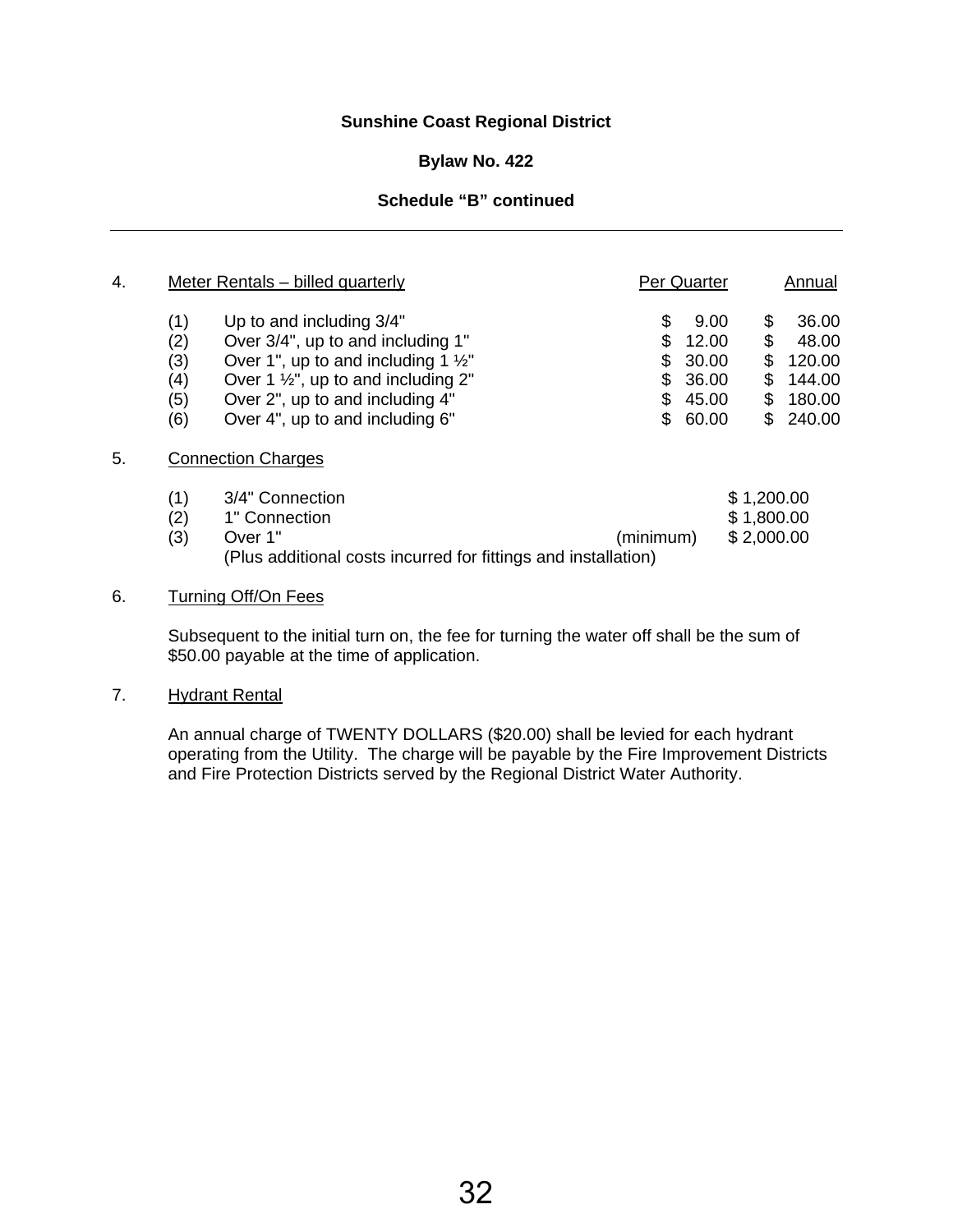**Sunshine Coast Regional District**

**Bylaw No. 422**

**Schedule "B" continued**

---

4. Meter Rentals – billed quarterly

| | | Per Quarter | Annual |
|---|---|---|---|
| (1) | Up to and including 3/4" | $ 9.00 | $ 36.00 |
| (2) | Over 3/4", up to and including 1" | $ 12.00 | $ 48.00 |
| (3) | Over 1", up to and including 1 ½" | $ 30.00 | $ 120.00 |
| (4) | Over 1 ½", up to and including 2" | $ 36.00 | $ 144.00 |
| (5) | Over 2", up to and including 4" | $ 45.00 | $ 180.00 |
| (6) | Over 4", up to and including 6" | $ 60.00 | $ 240.00 |

5. Connection Charges

| | | | |
|---|---|---|---|
| (1) | 3/4" Connection | | $ 1,200.00 |
| (2) | 1" Connection | | $ 1,800.00 |
| (3) | Over 1" | (minimum) | $ 2,000.00 |

(Plus additional costs incurred for fittings and installation)

6. Turning Off/On Fees

Subsequent to the initial turn on, the fee for turning the water off shall be the sum of $50.00 payable at the time of application.

7. Hydrant Rental

An annual charge of TWENTY DOLLARS ($20.00) shall be levied for each hydrant operating from the Utility. The charge will be payable by the Fire Improvement Districts and Fire Protection Districts served by the Regional District Water Authority.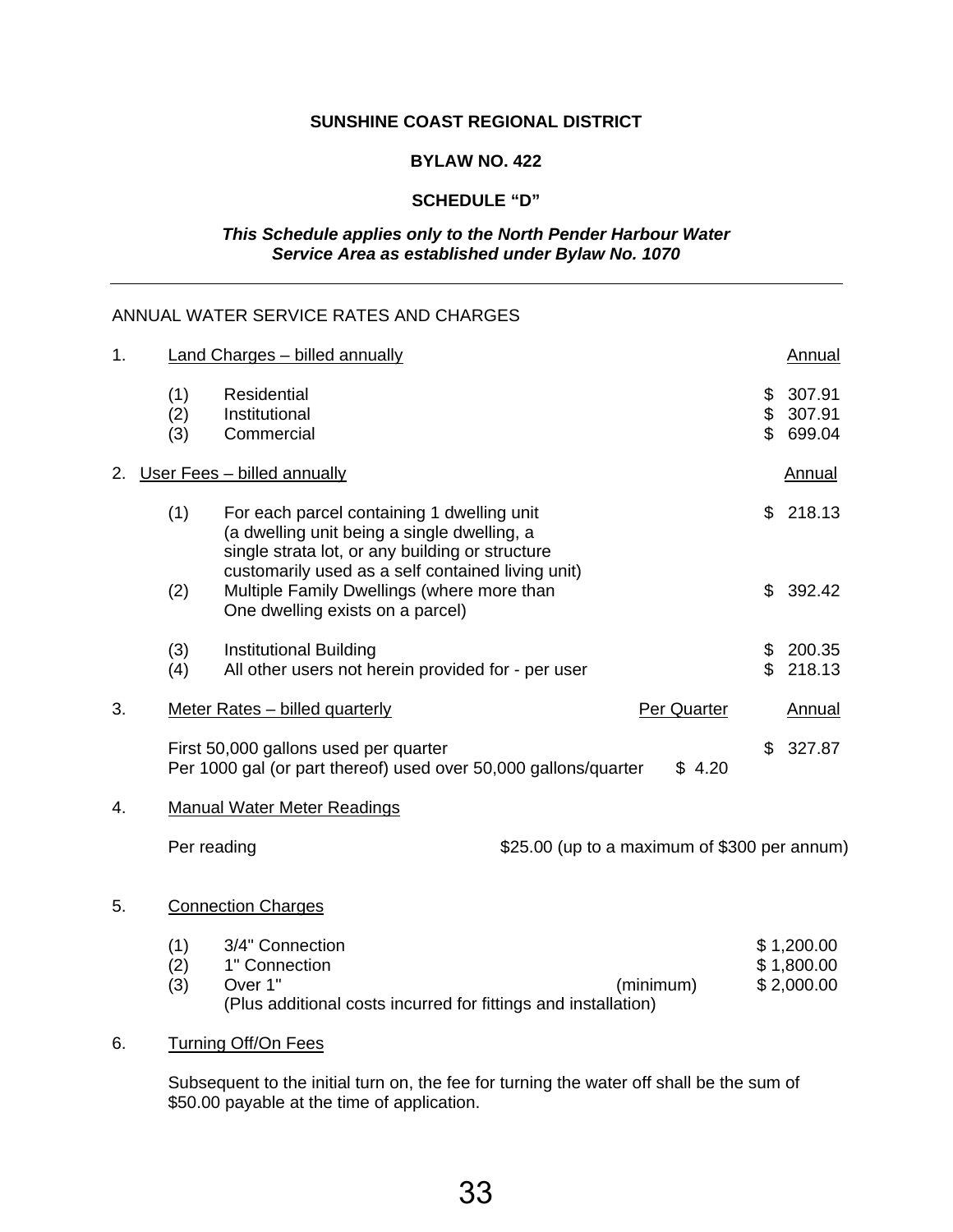**SUNSHINE COAST REGIONAL DISTRICT**

**BYLAW NO. 422**

**SCHEDULE "D"**

***This Schedule applies only to the North Pender Harbour Water Service Area as established under Bylaw No. 1070***

---

ANNUAL WATER SERVICE RATES AND CHARGES

| | | | Per Quarter | Annual |
|---|---|---|---|---|
| 1. | Land Charges – billed annually | | | Annual |
| | (1) | Residential | | $ 307.91 |
| | (2) | Institutional | | $ 307.91 |
| | (3) | Commercial | | $ 699.04 |
| 2. | User Fees – billed annually | | | Annual |
| | (1) | For each parcel containing 1 dwelling unit (a dwelling unit being a single dwelling, a single strata lot, or any building or structure customarily used as a self contained living unit) | | $ 218.13 |
| | (2) | Multiple Family Dwellings (where more than One dwelling exists on a parcel) | | $ 392.42 |
| | (3) | Institutional Building | | $ 200.35 |
| | (4) | All other users not herein provided for - per user | | $ 218.13 |
| 3. | Meter Rates – billed quarterly | | Per Quarter | Annual |
| | | First 50,000 gallons used per quarter | | $ 327.87 |
| | | Per 1000 gal (or part thereof) used over 50,000 gallons/quarter | $ 4.20 | |

4. Manual Water Meter Readings

Per reading — $25.00 (up to a maximum of $300 per annum)

5. Connection Charges

| | | | |
|---|---|---|---|
| (1) | 3/4" Connection | | $ 1,200.00 |
| (2) | 1" Connection | | $ 1,800.00 |
| (3) | Over 1" | (minimum) | $ 2,000.00 |
| | (Plus additional costs incurred for fittings and installation) | | |

6. Turning Off/On Fees

Subsequent to the initial turn on, the fee for turning the water off shall be the sum of $50.00 payable at the time of application.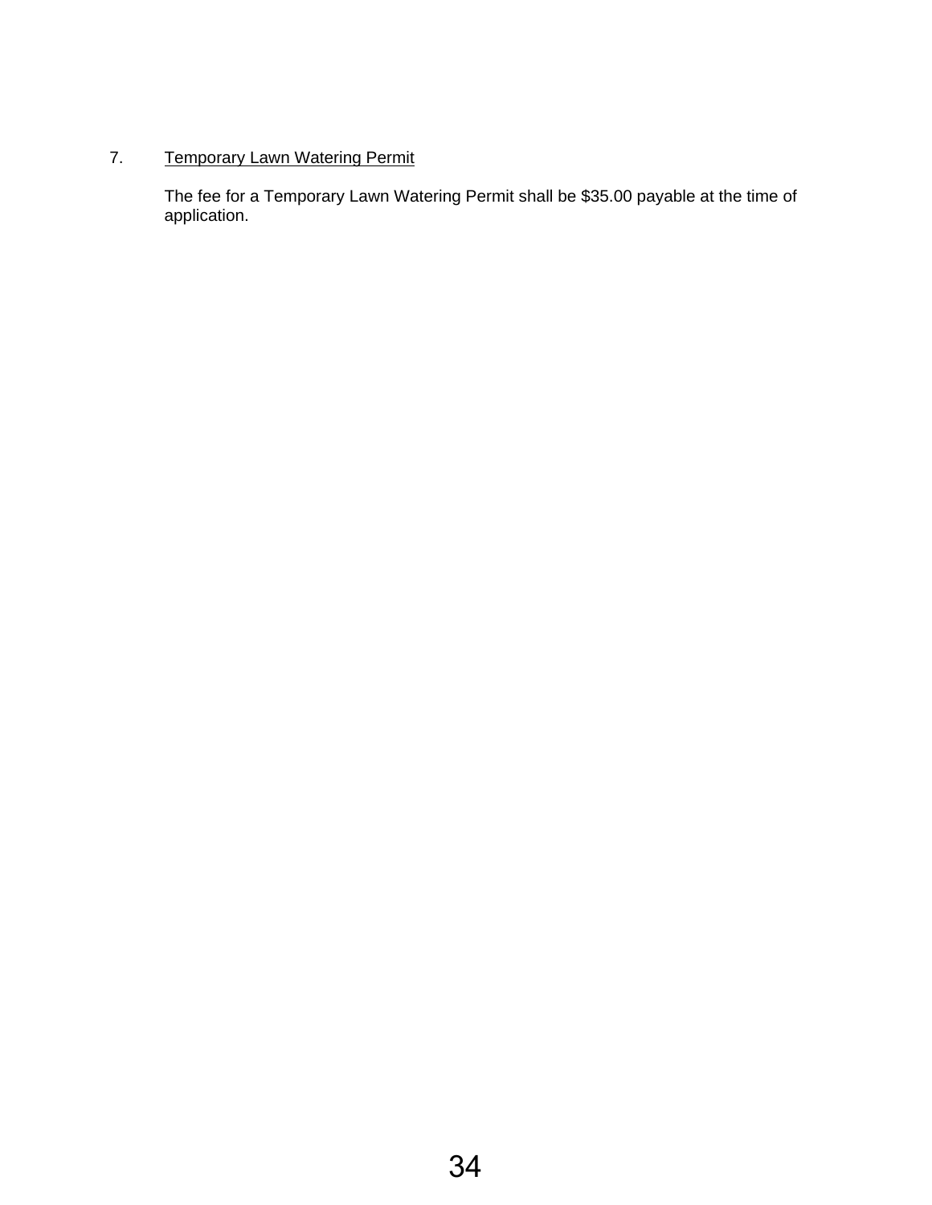7. <u>Temporary Lawn Watering Permit</u>

   The fee for a Temporary Lawn Watering Permit shall be $35.00 payable at the time of application.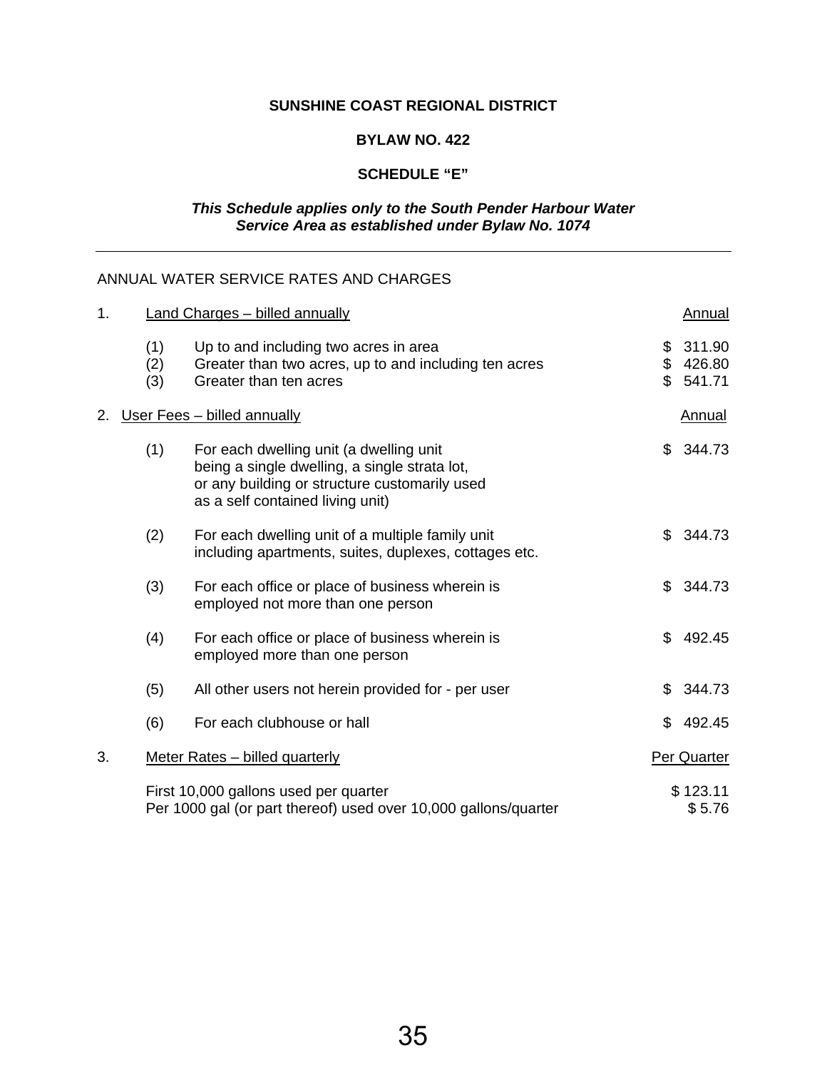**SUNSHINE COAST REGIONAL DISTRICT**

**BYLAW NO. 422**

**SCHEDULE "E"**

***This Schedule applies only to the South Pender Harbour Water Service Area as established under Bylaw No. 1074***

---

ANNUAL WATER SERVICE RATES AND CHARGES

| | | | |
|---|---|---|---|
| 1. | Land Charges – billed annually | | Annual |
| | (1) | Up to and including two acres in area | $ 311.90 |
| | (2) | Greater than two acres, up to and including ten acres | $ 426.80 |
| | (3) | Greater than ten acres | $ 541.71 |
| 2. | User Fees – billed annually | | Annual |
| | (1) | For each dwelling unit (a dwelling unit being a single dwelling, a single strata lot, or any building or structure customarily used as a self contained living unit) | $ 344.73 |
| | (2) | For each dwelling unit of a multiple family unit including apartments, suites, duplexes, cottages etc. | $ 344.73 |
| | (3) | For each office or place of business wherein is employed not more than one person | $ 344.73 |
| | (4) | For each office or place of business wherein is employed more than one person | $ 492.45 |
| | (5) | All other users not herein provided for - per user | $ 344.73 |
| | (6) | For each clubhouse or hall | $ 492.45 |
| 3. | Meter Rates – billed quarterly | | Per Quarter |
| | First 10,000 gallons used per quarter | | $ 123.11 |
| | Per 1000 gal (or part thereof) used over 10,000 gallons/quarter | | $ 5.76 |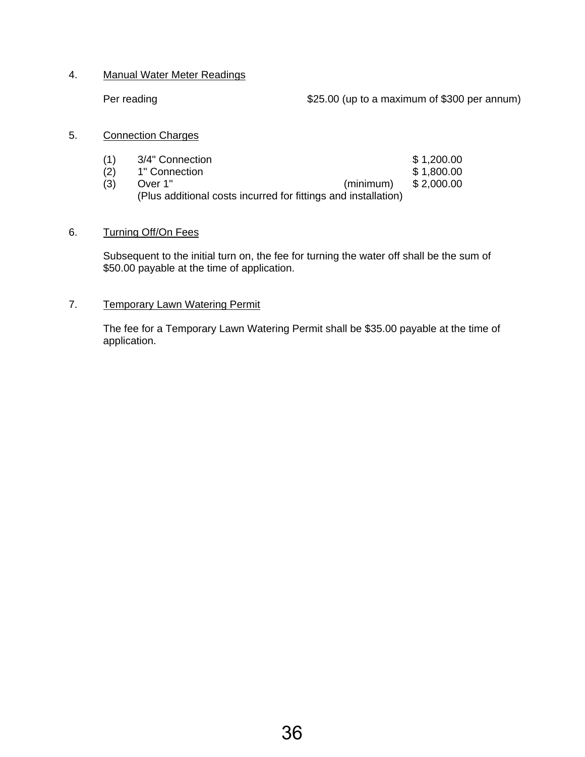4. Manual Water Meter Readings

   Per reading — $25.00 (up to a maximum of $300 per annum)

5. Connection Charges

   (1) 3/4" Connection — $ 1,200.00
   (2) 1" Connection — $ 1,800.00
   (3) Over 1" (minimum) — $ 2,000.00
   (Plus additional costs incurred for fittings and installation)

6. Turning Off/On Fees

   Subsequent to the initial turn on, the fee for turning the water off shall be the sum of $50.00 payable at the time of application.

7. Temporary Lawn Watering Permit

   The fee for a Temporary Lawn Watering Permit shall be $35.00 payable at the time of application.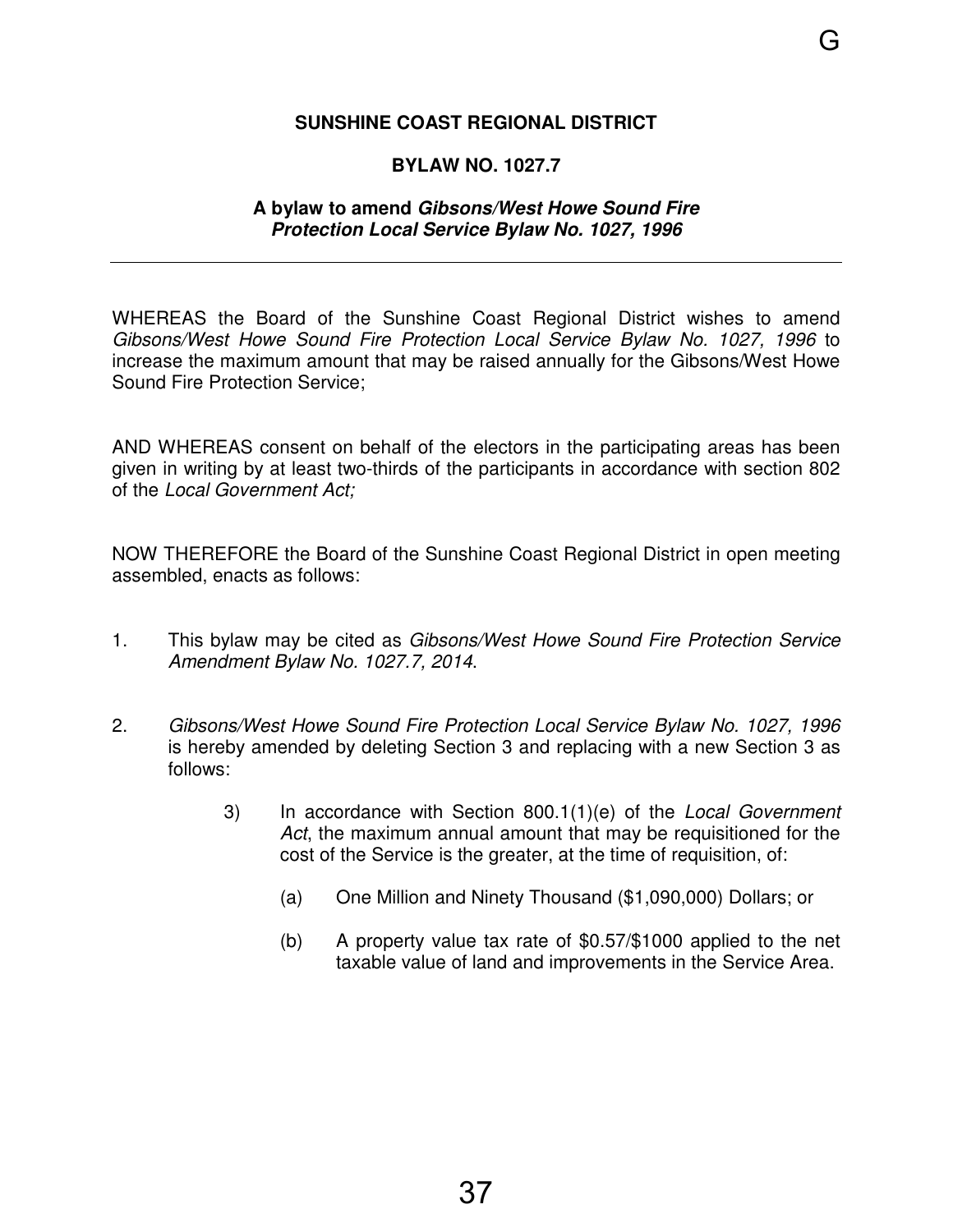**SUNSHINE COAST REGIONAL DISTRICT**

**BYLAW NO. 1027.7**

**A bylaw to amend *Gibsons/West Howe Sound Fire Protection Local Service Bylaw No. 1027, 1996***

---

WHEREAS the Board of the Sunshine Coast Regional District wishes to amend *Gibsons/West Howe Sound Fire Protection Local Service Bylaw No. 1027, 1996* to increase the maximum amount that may be raised annually for the Gibsons/West Howe Sound Fire Protection Service;

AND WHEREAS consent on behalf of the electors in the participating areas has been given in writing by at least two-thirds of the participants in accordance with section 802 of the *Local Government Act;*

NOW THEREFORE the Board of the Sunshine Coast Regional District in open meeting assembled, enacts as follows:

1. This bylaw may be cited as *Gibsons/West Howe Sound Fire Protection Service Amendment Bylaw No. 1027.7, 2014*.

2. *Gibsons/West Howe Sound Fire Protection Local Service Bylaw No. 1027, 1996* is hereby amended by deleting Section 3 and replacing with a new Section 3 as follows:

   3) In accordance with Section 800.1(1)(e) of the *Local Government Act*, the maximum annual amount that may be requisitioned for the cost of the Service is the greater, at the time of requisition, of:

      (a) One Million and Ninety Thousand ($1,090,000) Dollars; or

      (b) A property value tax rate of $0.57/$1000 applied to the net taxable value of land and improvements in the Service Area.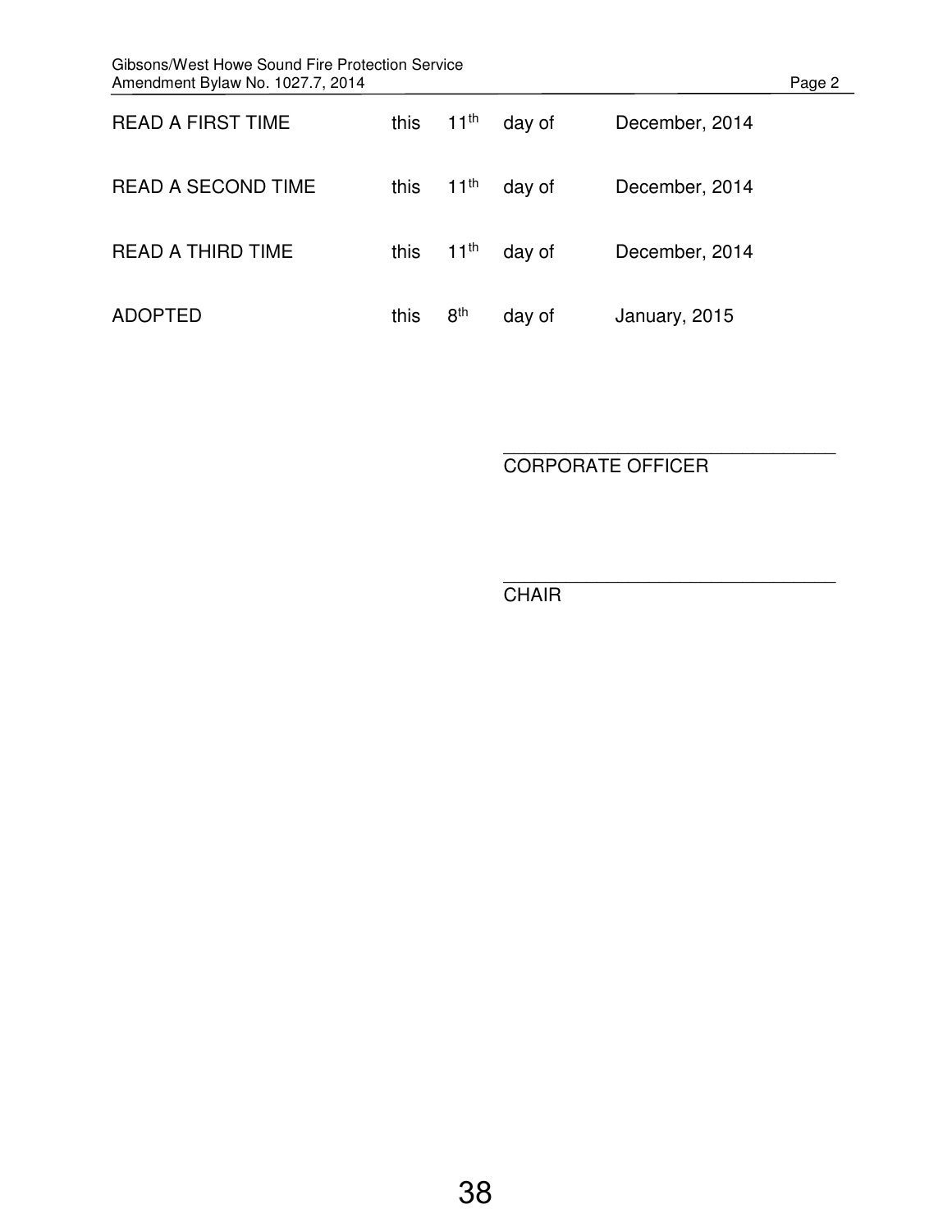| | | | | |
|---|---|---|---|---|
| READ A FIRST TIME | this | 11th | day of | December, 2014 |
| READ A SECOND TIME | this | 11th | day of | December, 2014 |
| READ A THIRD TIME | this | 11th | day of | December, 2014 |
| ADOPTED | this | 8th | day of | January, 2015 |

\_\_\_\_\_\_\_\_\_\_\_\_\_\_\_\_\_\_\_\_\_\_\_\_\_\_\_\_\_\_\_\_
CORPORATE OFFICER

\_\_\_\_\_\_\_\_\_\_\_\_\_\_\_\_\_\_\_\_\_\_\_\_\_\_\_\_\_\_\_\_
CHAIR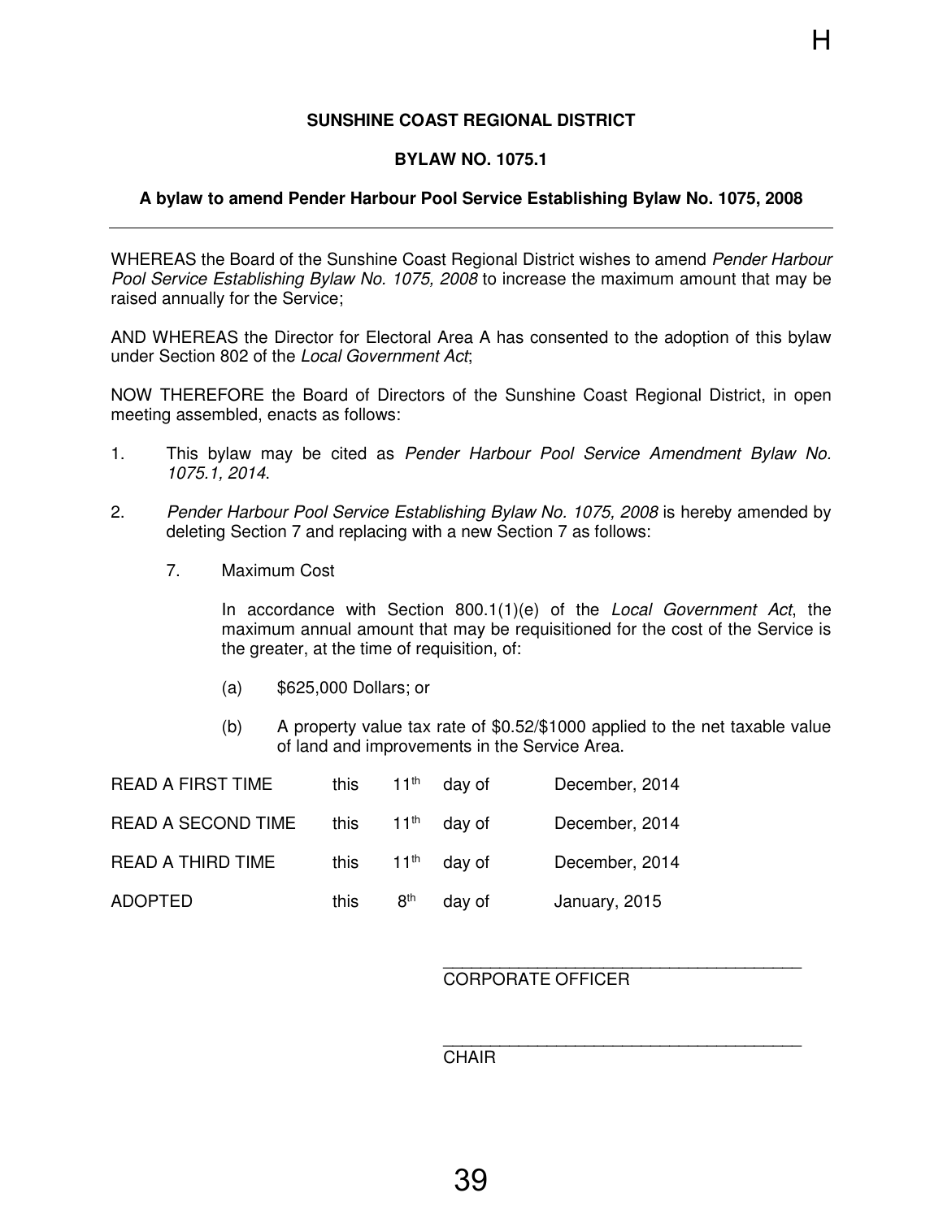**SUNSHINE COAST REGIONAL DISTRICT**

**BYLAW NO. 1075.1**

**A bylaw to amend Pender Harbour Pool Service Establishing Bylaw No. 1075, 2008**

---

WHEREAS the Board of the Sunshine Coast Regional District wishes to amend *Pender Harbour Pool Service Establishing Bylaw No. 1075, 2008* to increase the maximum amount that may be raised annually for the Service;

AND WHEREAS the Director for Electoral Area A has consented to the adoption of this bylaw under Section 802 of the *Local Government Act*;

NOW THEREFORE the Board of Directors of the Sunshine Coast Regional District, in open meeting assembled, enacts as follows:

1. This bylaw may be cited as *Pender Harbour Pool Service Amendment Bylaw No. 1075.1, 2014*.

2. *Pender Harbour Pool Service Establishing Bylaw No. 1075, 2008* is hereby amended by deleting Section 7 and replacing with a new Section 7 as follows:

   7. Maximum Cost

      In accordance with Section 800.1(1)(e) of the *Local Government Act*, the maximum annual amount that may be requisitioned for the cost of the Service is the greater, at the time of requisition, of:

      (a) \$625,000 Dollars; or

      (b) A property value tax rate of \$0.52/\$1000 applied to the net taxable value of land and improvements in the Service Area.

| | | | | |
|---|---|---|---|---|
| READ A FIRST TIME | this | 11th | day of | December, 2014 |
| READ A SECOND TIME | this | 11th | day of | December, 2014 |
| READ A THIRD TIME | this | 11th | day of | December, 2014 |
| ADOPTED | this | 8th | day of | January, 2015 |

\_\_\_\_\_\_\_\_\_\_\_\_\_\_\_\_\_\_\_\_\_\_\_\_\_\_\_\_\_\_\_\_\_\_\_\_\_\_\_\_
CORPORATE OFFICER

\_\_\_\_\_\_\_\_\_\_\_\_\_\_\_\_\_\_\_\_\_\_\_\_\_\_\_\_\_\_\_\_\_\_\_\_\_\_\_\_
CHAIR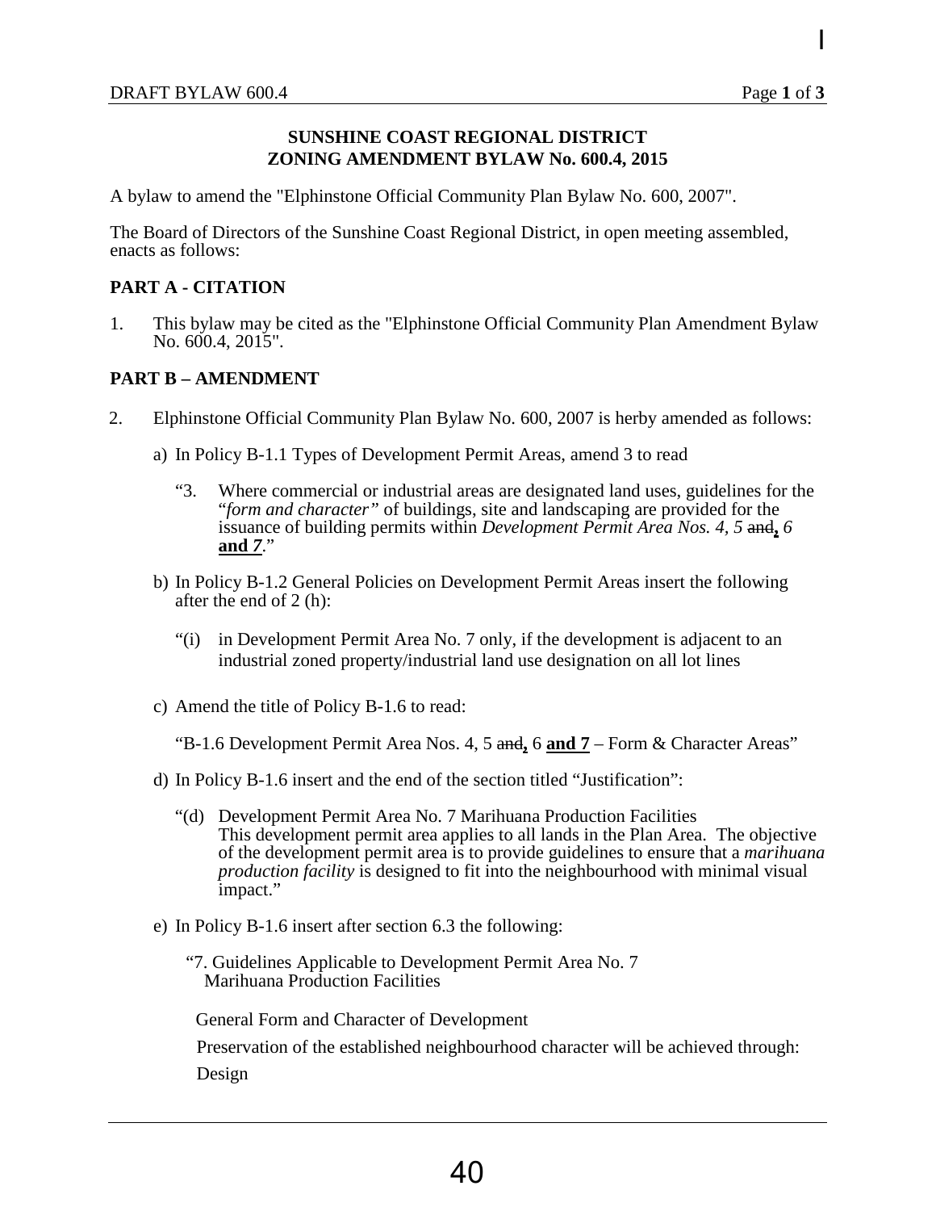**SUNSHINE COAST REGIONAL DISTRICT**
**ZONING AMENDMENT BYLAW No. 600.4, 2015**

A bylaw to amend the "Elphinstone Official Community Plan Bylaw No. 600, 2007".

The Board of Directors of the Sunshine Coast Regional District, in open meeting assembled, enacts as follows:

## PART A - CITATION

1. This bylaw may be cited as the "Elphinstone Official Community Plan Amendment Bylaw No. 600.4, 2015".

## PART B – AMENDMENT

2. Elphinstone Official Community Plan Bylaw No. 600, 2007 is herby amended as follows:

   a) In Policy B-1.1 Types of Development Permit Areas, amend 3 to read

      "3. Where commercial or industrial areas are designated land uses, guidelines for the "*form and character"* of buildings, site and landscaping are provided for the issuance of building permits within *Development Permit Area Nos. 4, 5* ~~and~~**,** *6* **and *7***."

   b) In Policy B-1.2 General Policies on Development Permit Areas insert the following after the end of 2 (h):

      "(i) in Development Permit Area No. 7 only, if the development is adjacent to an industrial zoned property/industrial land use designation on all lot lines

   c) Amend the title of Policy B-1.6 to read:

      "B-1.6 Development Permit Area Nos. 4, 5 ~~and~~**,** 6 **and 7** – Form & Character Areas"

   d) In Policy B-1.6 insert and the end of the section titled "Justification":

      "(d) Development Permit Area No. 7 Marihuana Production Facilities
      This development permit area applies to all lands in the Plan Area. The objective of the development permit area is to provide guidelines to ensure that a *marihuana production facility* is designed to fit into the neighbourhood with minimal visual impact."

   e) In Policy B-1.6 insert after section 6.3 the following:

      "7. Guidelines Applicable to Development Permit Area No. 7
      Marihuana Production Facilities

      General Form and Character of Development

      Preservation of the established neighbourhood character will be achieved through:

      Design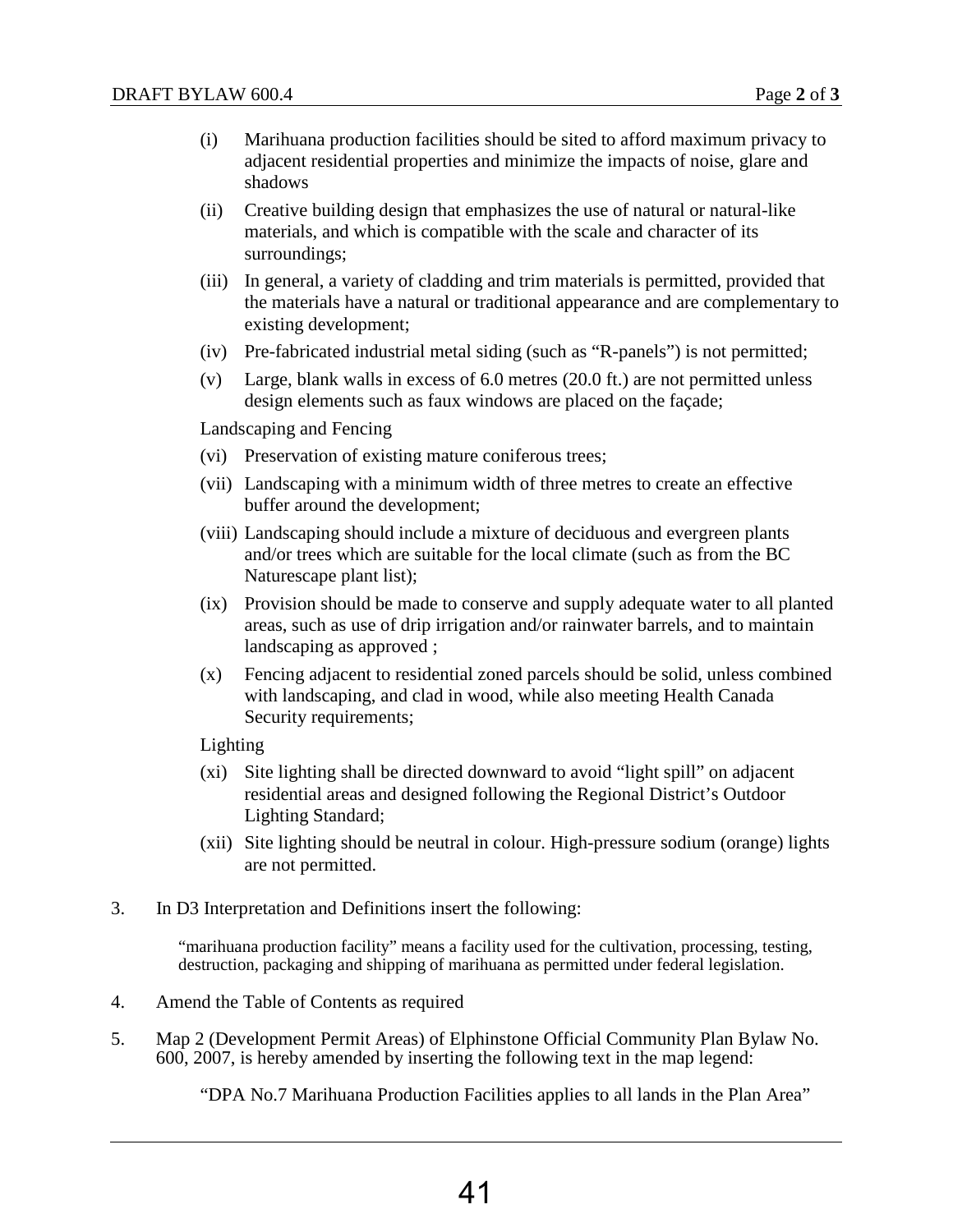(i) Marihuana production facilities should be sited to afford maximum privacy to adjacent residential properties and minimize the impacts of noise, glare and shadows

(ii) Creative building design that emphasizes the use of natural or natural-like materials, and which is compatible with the scale and character of its surroundings;

(iii) In general, a variety of cladding and trim materials is permitted, provided that the materials have a natural or traditional appearance and are complementary to existing development;

(iv) Pre-fabricated industrial metal siding (such as "R-panels") is not permitted;

(v) Large, blank walls in excess of 6.0 metres (20.0 ft.) are not permitted unless design elements such as faux windows are placed on the façade;

Landscaping and Fencing

(vi) Preservation of existing mature coniferous trees;

(vii) Landscaping with a minimum width of three metres to create an effective buffer around the development;

(viii) Landscaping should include a mixture of deciduous and evergreen plants and/or trees which are suitable for the local climate (such as from the BC Naturescape plant list);

(ix) Provision should be made to conserve and supply adequate water to all planted areas, such as use of drip irrigation and/or rainwater barrels, and to maintain landscaping as approved ;

(x) Fencing adjacent to residential zoned parcels should be solid, unless combined with landscaping, and clad in wood, while also meeting Health Canada Security requirements;

Lighting

(xi) Site lighting shall be directed downward to avoid "light spill" on adjacent residential areas and designed following the Regional District's Outdoor Lighting Standard;

(xii) Site lighting should be neutral in colour. High-pressure sodium (orange) lights are not permitted.

3. In D3 Interpretation and Definitions insert the following:

   "marihuana production facility" means a facility used for the cultivation, processing, testing, destruction, packaging and shipping of marihuana as permitted under federal legislation.

4. Amend the Table of Contents as required

5. Map 2 (Development Permit Areas) of Elphinstone Official Community Plan Bylaw No. 600, 2007, is hereby amended by inserting the following text in the map legend:

   "DPA No.7 Marihuana Production Facilities applies to all lands in the Plan Area"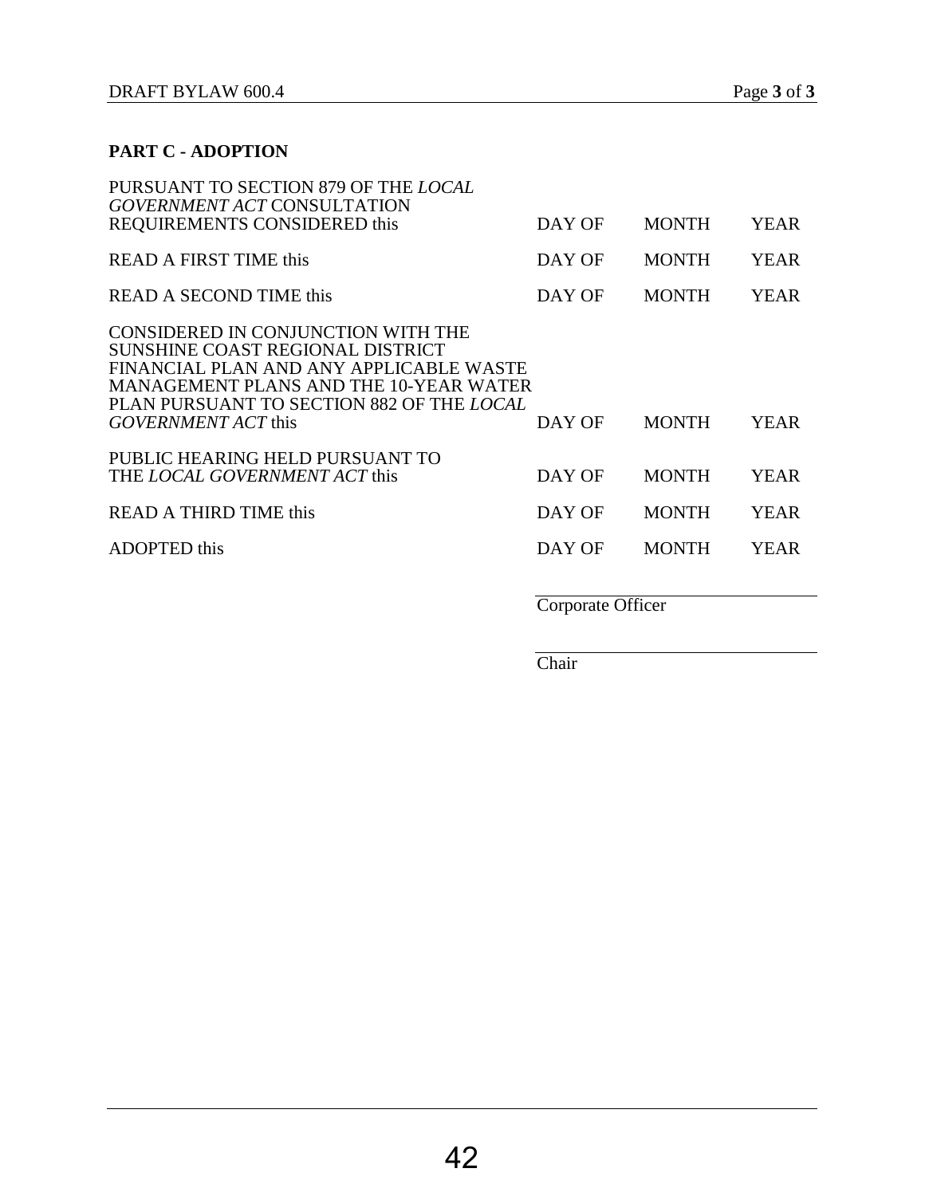## PART C - ADOPTION

| | | | |
|---|---|---|---|
| PURSUANT TO SECTION 879 OF THE *LOCAL GOVERNMENT ACT* CONSULTATION REQUIREMENTS CONSIDERED this | DAY OF | MONTH | YEAR |
| READ A FIRST TIME this | DAY OF | MONTH | YEAR |
| READ A SECOND TIME this | DAY OF | MONTH | YEAR |
| CONSIDERED IN CONJUNCTION WITH THE SUNSHINE COAST REGIONAL DISTRICT FINANCIAL PLAN AND ANY APPLICABLE WASTE MANAGEMENT PLANS AND THE 10-YEAR WATER PLAN PURSUANT TO SECTION 882 OF THE *LOCAL GOVERNMENT ACT* this | DAY OF | MONTH | YEAR |
| PUBLIC HEARING HELD PURSUANT TO THE *LOCAL GOVERNMENT ACT* this | DAY OF | MONTH | YEAR |
| READ A THIRD TIME this | DAY OF | MONTH | YEAR |
| ADOPTED this | DAY OF | MONTH | YEAR |

Corporate Officer

Chair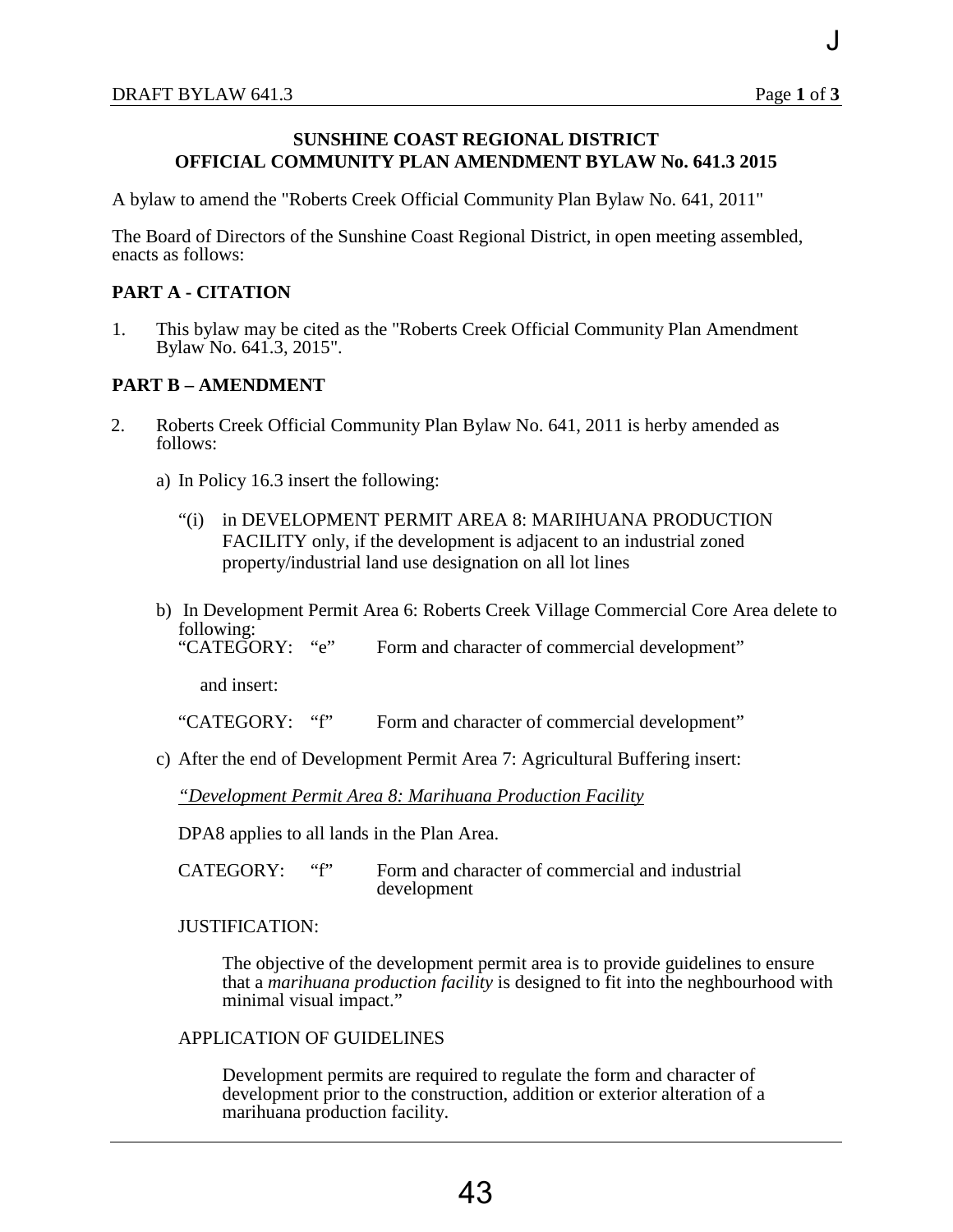**SUNSHINE COAST REGIONAL DISTRICT**
**OFFICIAL COMMUNITY PLAN AMENDMENT BYLAW No. 641.3 2015**

A bylaw to amend the "Roberts Creek Official Community Plan Bylaw No. 641, 2011"

The Board of Directors of the Sunshine Coast Regional District, in open meeting assembled, enacts as follows:

**PART A - CITATION**

1. This bylaw may be cited as the "Roberts Creek Official Community Plan Amendment Bylaw No. 641.3, 2015".

**PART B – AMENDMENT**

2. Roberts Creek Official Community Plan Bylaw No. 641, 2011 is herby amended as follows:

   a) In Policy 16.3 insert the following:

      "(i) in DEVELOPMENT PERMIT AREA 8: MARIHUANA PRODUCTION FACILITY only, if the development is adjacent to an industrial zoned property/industrial land use designation on all lot lines

   b) In Development Permit Area 6: Roberts Creek Village Commercial Core Area delete to following:
      "CATEGORY: "e" Form and character of commercial development"

      and insert:

      "CATEGORY: "f" Form and character of commercial development"

   c) After the end of Development Permit Area 7: Agricultural Buffering insert:

      *"Development Permit Area 8: Marihuana Production Facility*

      DPA8 applies to all lands in the Plan Area.

      CATEGORY: "f" Form and character of commercial and industrial development

      JUSTIFICATION:

      The objective of the development permit area is to provide guidelines to ensure that a *marihuana production facility* is designed to fit into the neghbourhood with minimal visual impact."

      APPLICATION OF GUIDELINES

      Development permits are required to regulate the form and character of development prior to the construction, addition or exterior alteration of a marihuana production facility.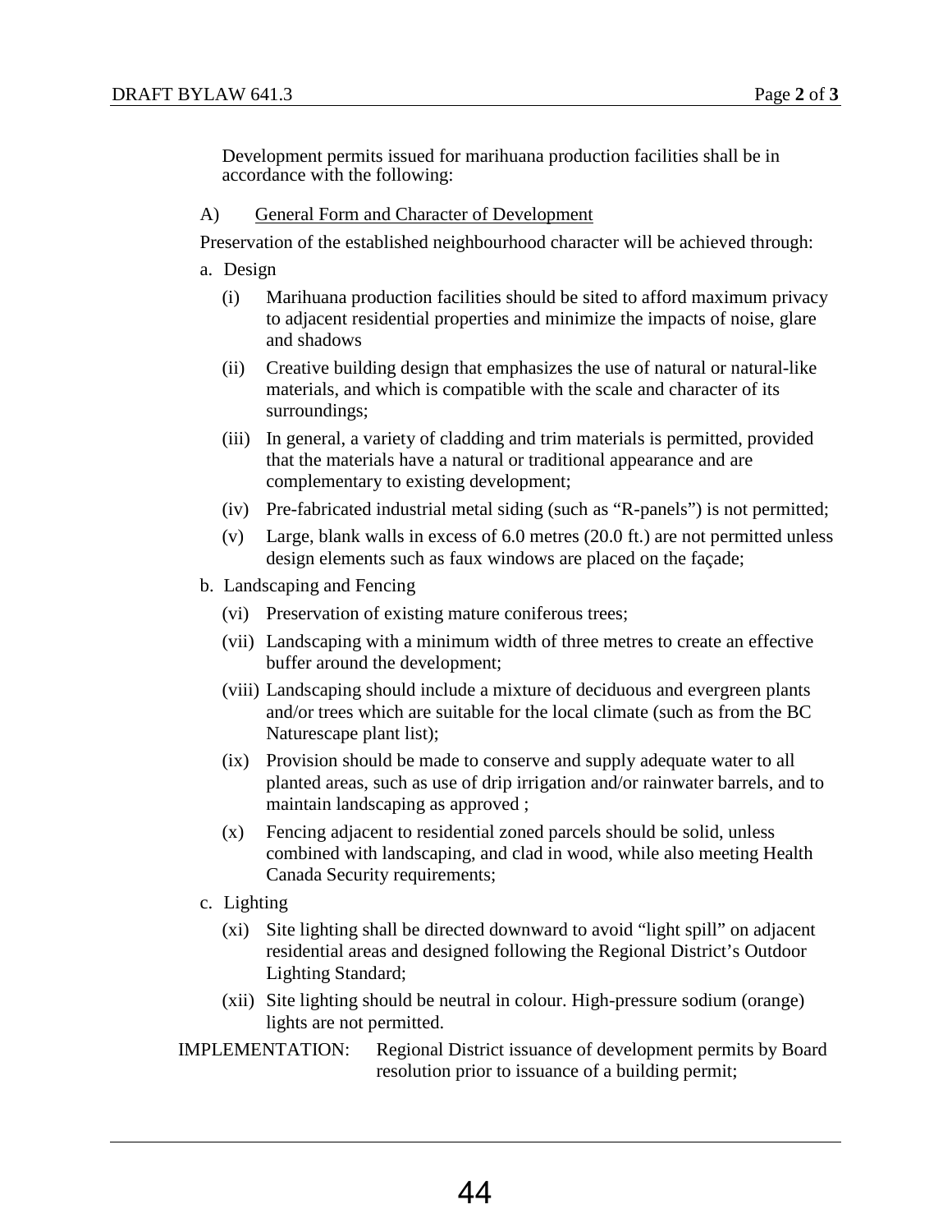Development permits issued for marihuana production facilities shall be in accordance with the following:

A) General Form and Character of Development

Preservation of the established neighbourhood character will be achieved through:

a. Design

- (i) Marihuana production facilities should be sited to afford maximum privacy to adjacent residential properties and minimize the impacts of noise, glare and shadows
- (ii) Creative building design that emphasizes the use of natural or natural-like materials, and which is compatible with the scale and character of its surroundings;
- (iii) In general, a variety of cladding and trim materials is permitted, provided that the materials have a natural or traditional appearance and are complementary to existing development;
- (iv) Pre-fabricated industrial metal siding (such as "R-panels") is not permitted;
- (v) Large, blank walls in excess of 6.0 metres (20.0 ft.) are not permitted unless design elements such as faux windows are placed on the façade;

b. Landscaping and Fencing

- (vi) Preservation of existing mature coniferous trees;
- (vii) Landscaping with a minimum width of three metres to create an effective buffer around the development;
- (viii) Landscaping should include a mixture of deciduous and evergreen plants and/or trees which are suitable for the local climate (such as from the BC Naturescape plant list);
- (ix) Provision should be made to conserve and supply adequate water to all planted areas, such as use of drip irrigation and/or rainwater barrels, and to maintain landscaping as approved ;
- (x) Fencing adjacent to residential zoned parcels should be solid, unless combined with landscaping, and clad in wood, while also meeting Health Canada Security requirements;

c. Lighting

- (xi) Site lighting shall be directed downward to avoid "light spill" on adjacent residential areas and designed following the Regional District's Outdoor Lighting Standard;
- (xii) Site lighting should be neutral in colour. High-pressure sodium (orange) lights are not permitted.

IMPLEMENTATION: Regional District issuance of development permits by Board resolution prior to issuance of a building permit;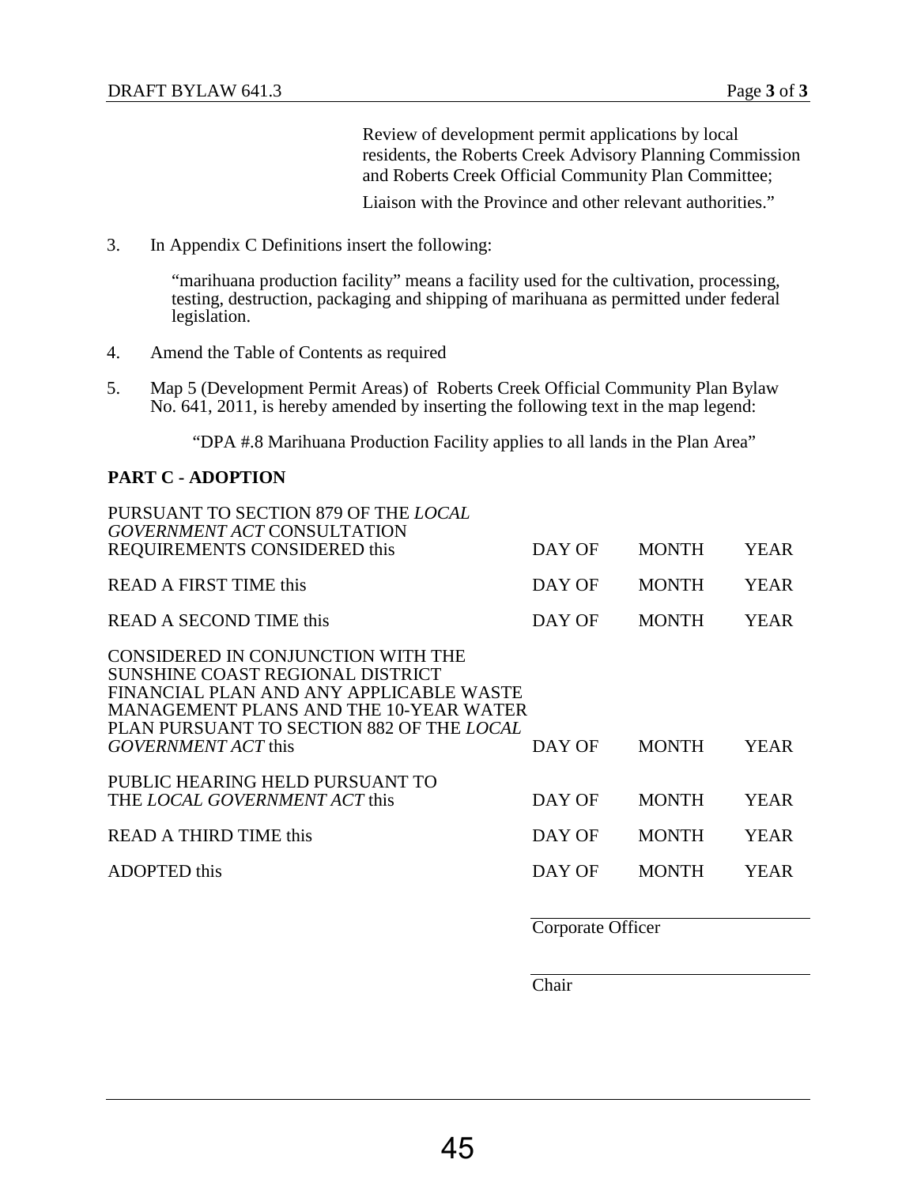Review of development permit applications by local residents, the Roberts Creek Advisory Planning Commission and Roberts Creek Official Community Plan Committee;

Liaison with the Province and other relevant authorities."

3. In Appendix C Definitions insert the following:

   "marihuana production facility" means a facility used for the cultivation, processing, testing, destruction, packaging and shipping of marihuana as permitted under federal legislation.

4. Amend the Table of Contents as required

5. Map 5 (Development Permit Areas) of Roberts Creek Official Community Plan Bylaw No. 641, 2011, is hereby amended by inserting the following text in the map legend:

   "DPA #.8 Marihuana Production Facility applies to all lands in the Plan Area"

**PART C - ADOPTION**

| | | | |
|---|---|---|---|
| PURSUANT TO SECTION 879 OF THE *LOCAL GOVERNMENT ACT* CONSULTATION REQUIREMENTS CONSIDERED this | DAY OF | MONTH | YEAR |
| READ A FIRST TIME this | DAY OF | MONTH | YEAR |
| READ A SECOND TIME this | DAY OF | MONTH | YEAR |
| CONSIDERED IN CONJUNCTION WITH THE SUNSHINE COAST REGIONAL DISTRICT FINANCIAL PLAN AND ANY APPLICABLE WASTE MANAGEMENT PLANS AND THE 10-YEAR WATER PLAN PURSUANT TO SECTION 882 OF THE *LOCAL GOVERNMENT ACT* this | DAY OF | MONTH | YEAR |
| PUBLIC HEARING HELD PURSUANT TO THE *LOCAL GOVERNMENT ACT* this | DAY OF | MONTH | YEAR |
| READ A THIRD TIME this | DAY OF | MONTH | YEAR |
| ADOPTED this | DAY OF | MONTH | YEAR |

Corporate Officer

Chair